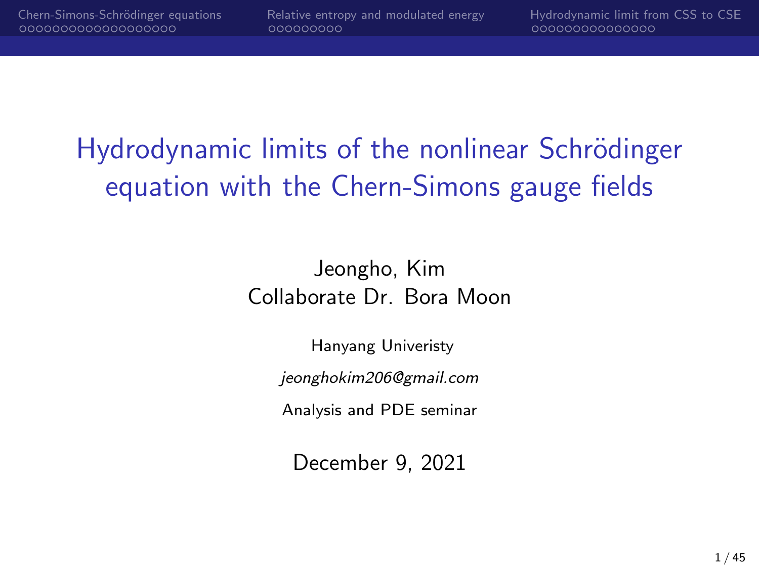# Hydrodynamic limits of the nonlinear Schrödinger equation with the Chern-Simons gauge fields

Jeongho, Kim

Collaborate Dr. Bora Moon

Hanyang Univeristy

*jeonghokim206@gmail.com*

Analysis and PDE seminar

December 9, 2021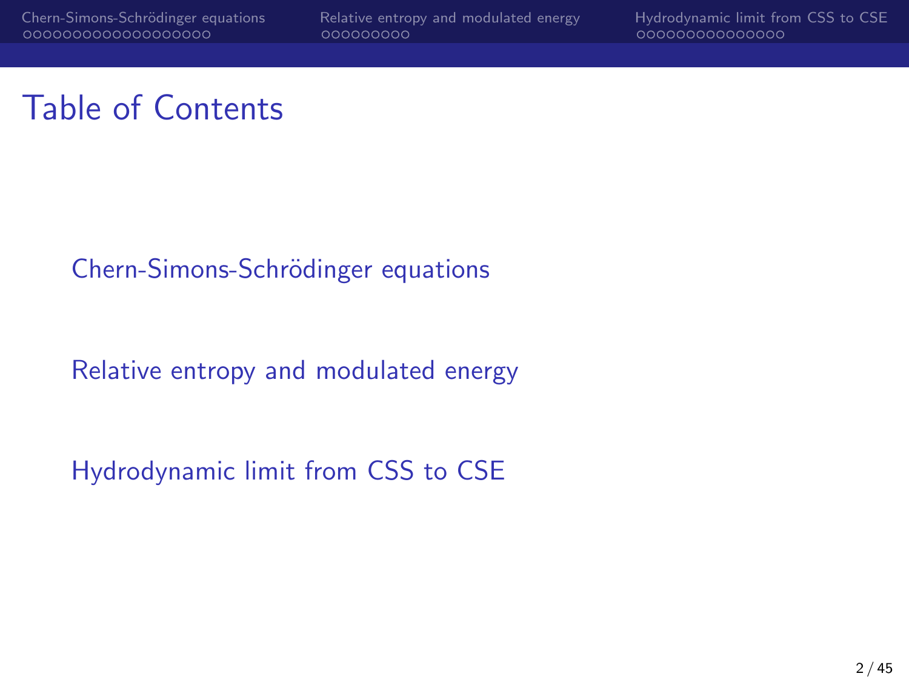# Table of Contents

Chern-Simons-Schrödinger equations

Relative entropy and modulated energy

Hydrodynamic limit from CSS to CSE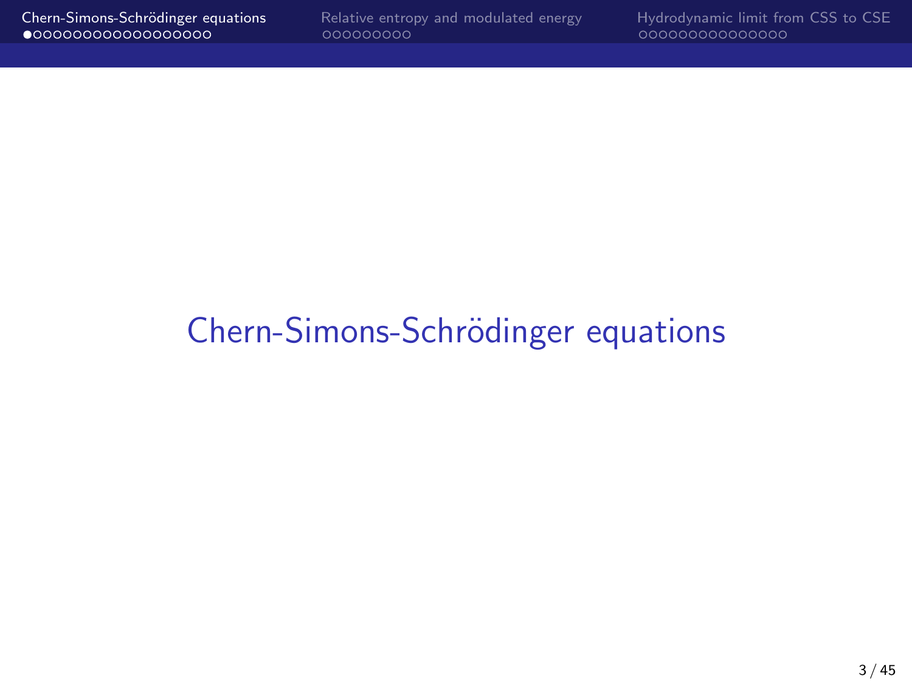# Chern-Simons-Schrödinger equations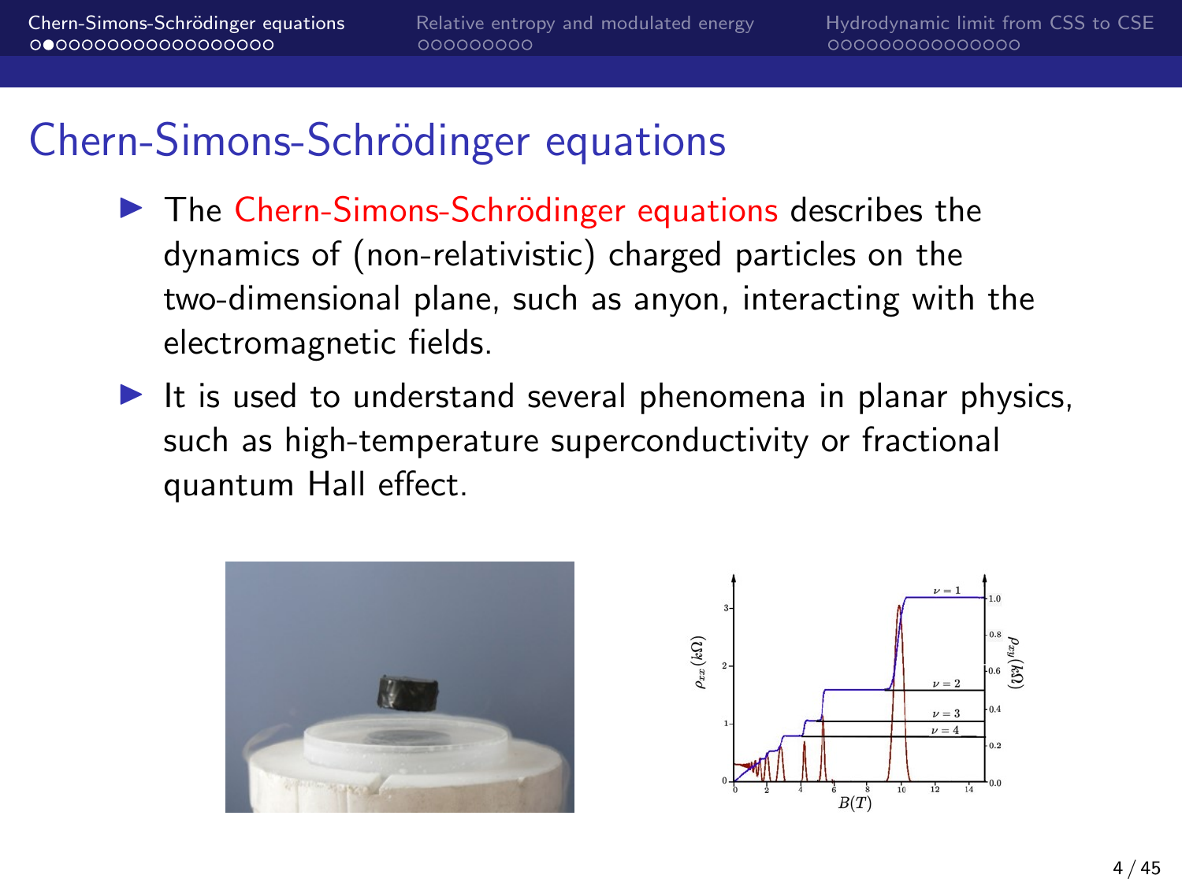# Chern-Simons-Schrödinger equations

- The Chern-Simons-Schrödinger equations describes the dynamics of (non-relativistic) charged particles on the two-dimensional plane, such as anyon, interacting with the electromagnetic fields.
- It is used to understand several phenomena in planar physics, such as high-temperature superconductivity or fractional quantum Hall effect.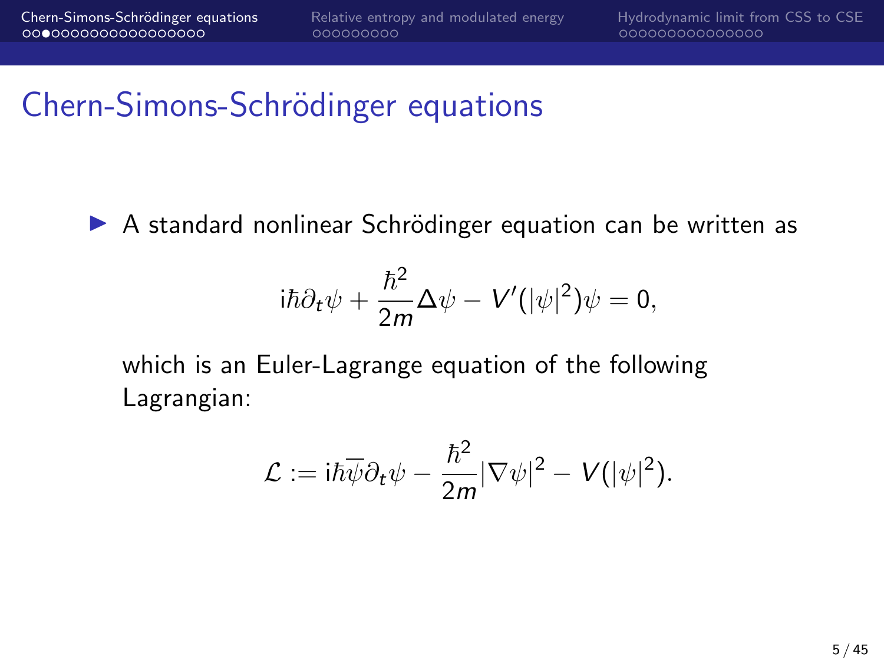## Chern-Simons-Schrödinger equations

- A standard nonlinear Schrödinger equation can be written as

$$
\mathrm{i}\hbar\partial_t\psi + \frac{\hbar^2}{2m}\Delta\psi - V'(|\psi|^2)\psi = 0,
$$

which is an Euler-Lagrange equation of the following Lagrangian:

$$
\mathcal{L} := \mathrm{i}\hbar\overline{\psi}\partial_t\psi - \frac{\hbar^2}{2m}|\nabla\psi|^2 - V(|\psi|^2).
$$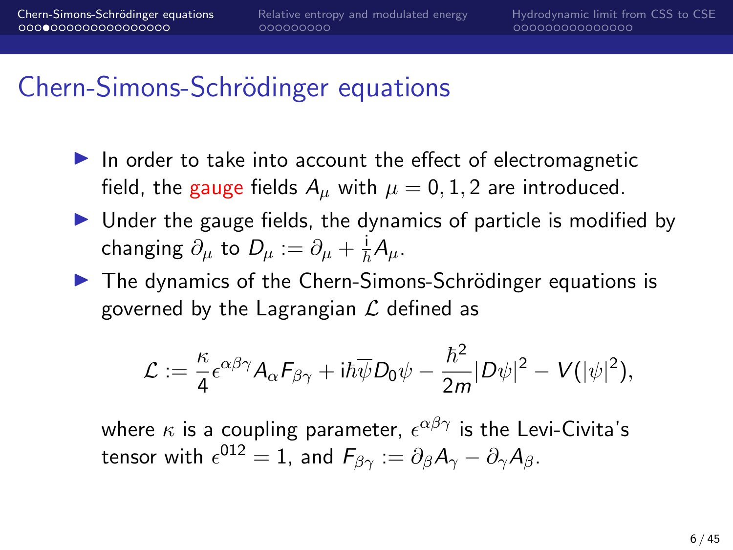# Chern-Simons-Schrödinger equations

- In order to take into account the effect of electromagnetic field, the gauge fields $A_\mu$ with $\mu = 0, 1, 2$ are introduced.
- Under the gauge fields, the dynamics of particle is modified by changing $\partial_\mu$ to $D_\mu := \partial_\mu + \frac{\mathrm{i}}{\hbar} A_\mu$.
- The dynamics of the Chern-Simons-Schrödinger equations is governed by the Lagrangian $\mathcal{L}$ defined as

$$\mathcal{L} := \frac{\kappa}{4} \epsilon^{\alpha\beta\gamma} A_\alpha F_{\beta\gamma} + \mathrm{i}\hbar \overline{\psi} D_0 \psi - \frac{\hbar^2}{2m} |D\psi|^2 - V(|\psi|^2),$$

where $\kappa$ is a coupling parameter, $\epsilon^{\alpha\beta\gamma}$ is the Levi-Civita's tensor with $\epsilon^{012} = 1$, and $F_{\beta\gamma} := \partial_\beta A_\gamma - \partial_\gamma A_\beta$.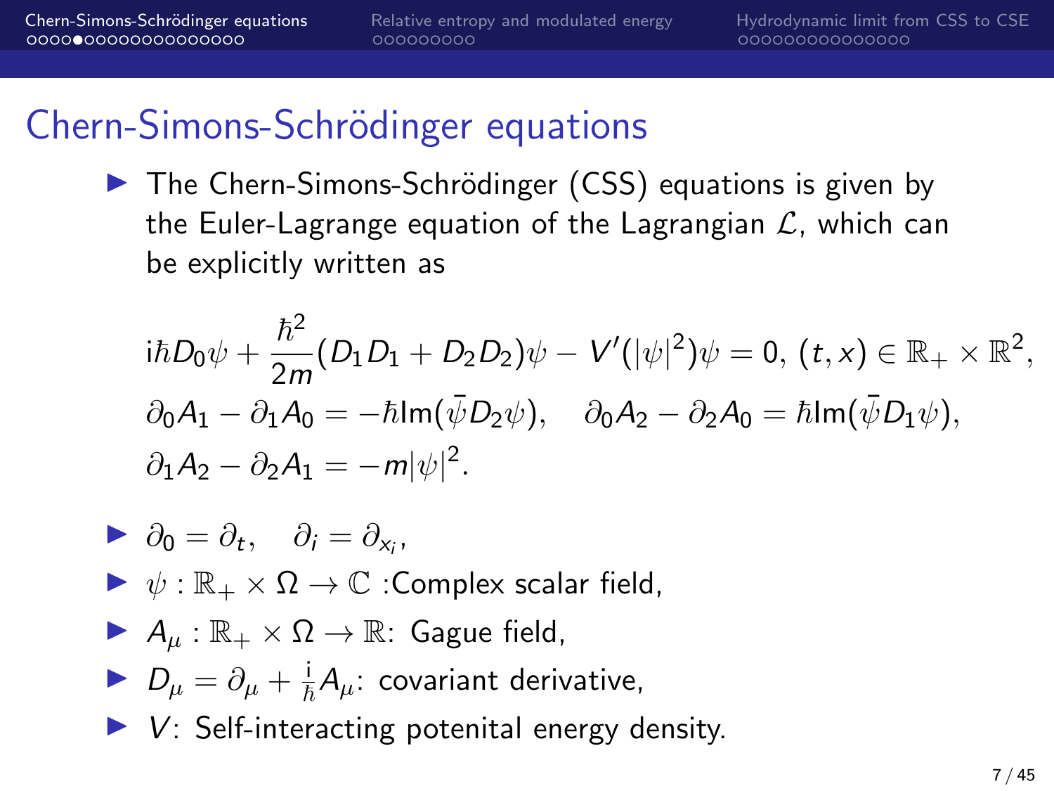# Chern-Simons-Schrödinger equations

- The Chern-Simons-Schrödinger (CSS) equations is given by the Euler-Lagrange equation of the Lagrangian $\mathcal{L}$, which can be explicitly written as

$$
\begin{aligned}
&\mathrm{i}\hbar D_0\psi + \frac{\hbar^2}{2m}(D_1 D_1 + D_2 D_2)\psi - V'(|\psi|^2)\psi = 0,\ (t,x) \in \mathbb{R}_+ \times \mathbb{R}^2,\\
&\partial_0 A_1 - \partial_1 A_0 = -\hbar \mathrm{Im}(\bar{\psi} D_2 \psi), \quad \partial_0 A_2 - \partial_2 A_0 = \hbar \mathrm{Im}(\bar{\psi} D_1 \psi),\\
&\partial_1 A_2 - \partial_2 A_1 = -m|\psi|^2.
\end{aligned}
$$

- $\partial_0 = \partial_t, \quad \partial_i = \partial_{x_i}$,
- $\psi : \mathbb{R}_+ \times \Omega \to \mathbb{C}$ :Complex scalar field,
- $A_\mu : \mathbb{R}_+ \times \Omega \to \mathbb{R}$: Gague field,
- $D_\mu = \partial_\mu + \frac{\mathrm{i}}{\hbar} A_\mu$: covariant derivative,
- $V$: Self-interacting potenital energy density.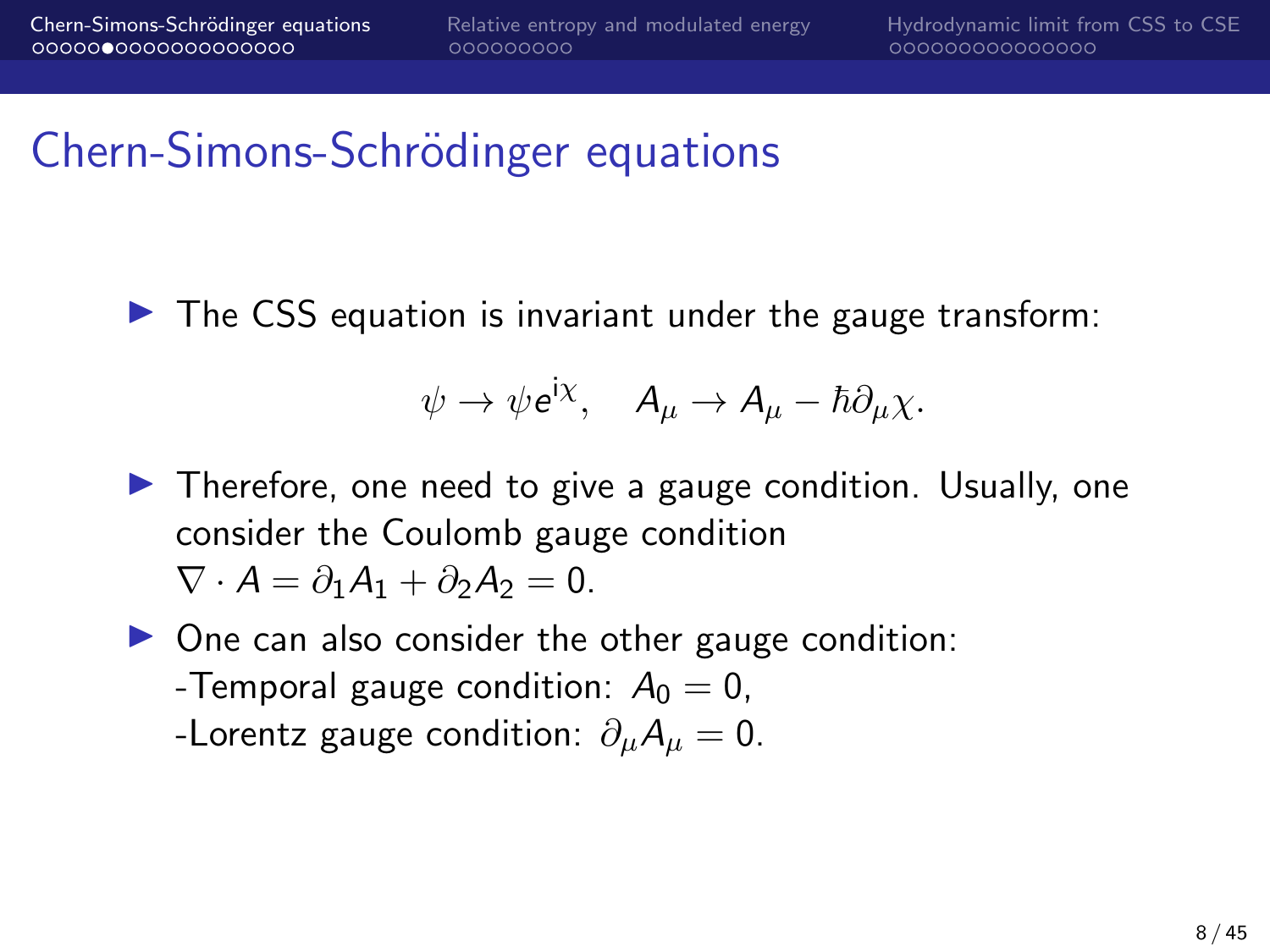# Chern-Simons-Schrödinger equations

- The CSS equation is invariant under the gauge transform:

$$\psi \to \psi e^{i\chi}, \quad A_\mu \to A_\mu - \hbar \partial_\mu \chi.$$

- Therefore, one need to give a gauge condition. Usually, one consider the Coulomb gauge condition $\nabla \cdot A = \partial_1 A_1 + \partial_2 A_2 = 0$.
- One can also consider the other gauge condition:
  -Temporal gauge condition: $A_0 = 0$,
  -Lorentz gauge condition: $\partial_\mu A_\mu = 0$.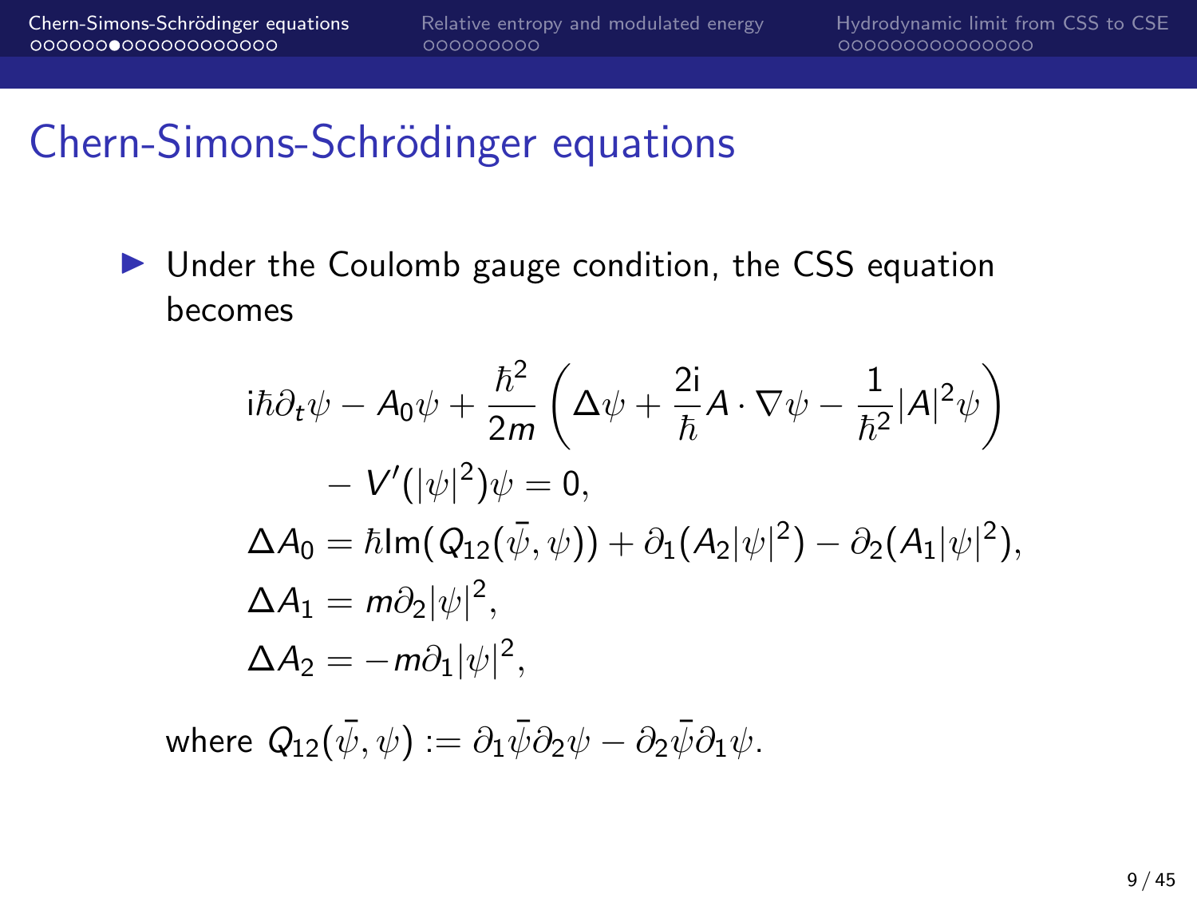## Chern-Simons-Schrödinger equations

- Under the Coulomb gauge condition, the CSS equation becomes

$$
\begin{aligned}
&\mathrm{i}\hbar\partial_t\psi - A_0\psi + \frac{\hbar^2}{2m}\left(\Delta\psi + \frac{2\mathrm{i}}{\hbar}A\cdot\nabla\psi - \frac{1}{\hbar^2}|A|^2\psi\right) \\
&\qquad - V'(|\psi|^2)\psi = 0, \\
&\Delta A_0 = \hbar\mathrm{Im}(Q_{12}(\bar{\psi},\psi)) + \partial_1(A_2|\psi|^2) - \partial_2(A_1|\psi|^2), \\
&\Delta A_1 = m\partial_2|\psi|^2, \\
&\Delta A_2 = -m\partial_1|\psi|^2,
\end{aligned}
$$

where $Q_{12}(\bar{\psi},\psi) := \partial_1\bar{\psi}\partial_2\psi - \partial_2\bar{\psi}\partial_1\psi$.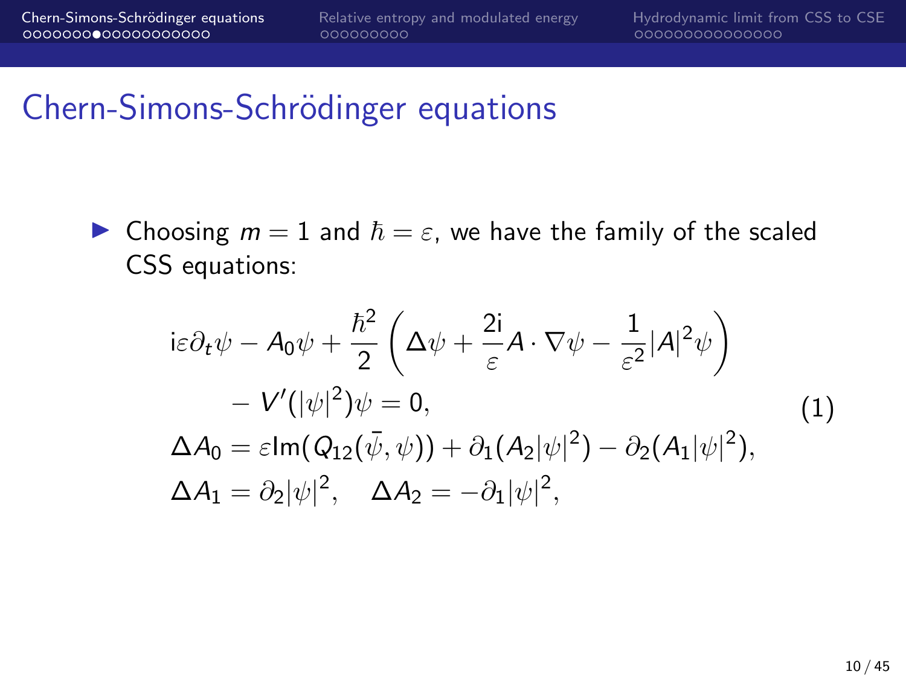# Chern-Simons-Schrödinger equations

- Choosing $m = 1$ and $\hbar = \varepsilon$, we have the family of the scaled CSS equations:

$$
\begin{aligned}
& \mathrm{i}\varepsilon\partial_t\psi - A_0\psi + \frac{\hbar^2}{2}\left(\Delta\psi + \frac{2\mathrm{i}}{\varepsilon}A\cdot\nabla\psi - \frac{1}{\varepsilon^2}|A|^2\psi\right) \\
& \qquad - V'(|\psi|^2)\psi = 0, \\
& \Delta A_0 = \varepsilon \mathrm{Im}(Q_{12}(\bar{\psi},\psi)) + \partial_1(A_2|\psi|^2) - \partial_2(A_1|\psi|^2), \\
& \Delta A_1 = \partial_2|\psi|^2, \quad \Delta A_2 = -\partial_1|\psi|^2,
\end{aligned}
\tag{1}
$$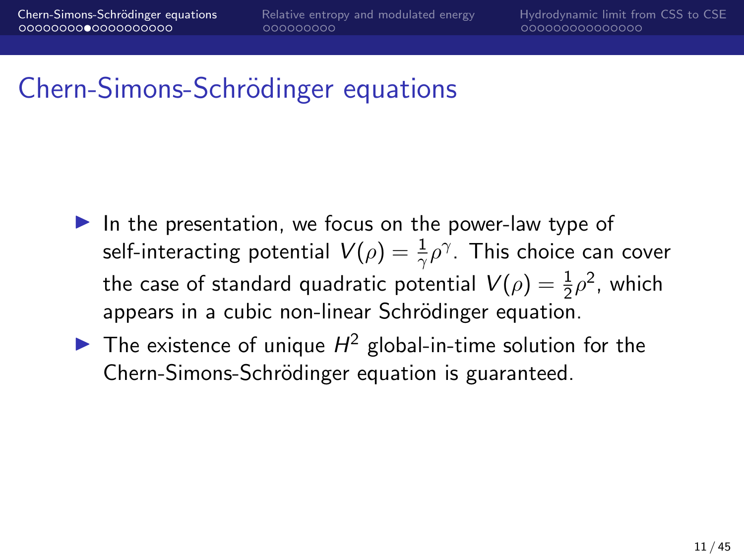# Chern-Simons-Schrödinger equations

- In the presentation, we focus on the power-law type of self-interacting potential $V(\rho) = \frac{1}{\gamma}\rho^{\gamma}$. This choice can cover the case of standard quadratic potential $V(\rho) = \frac{1}{2}\rho^2$, which appears in a cubic non-linear Schrödinger equation.
- The existence of unique $H^2$ global-in-time solution for the Chern-Simons-Schrödinger equation is guaranteed.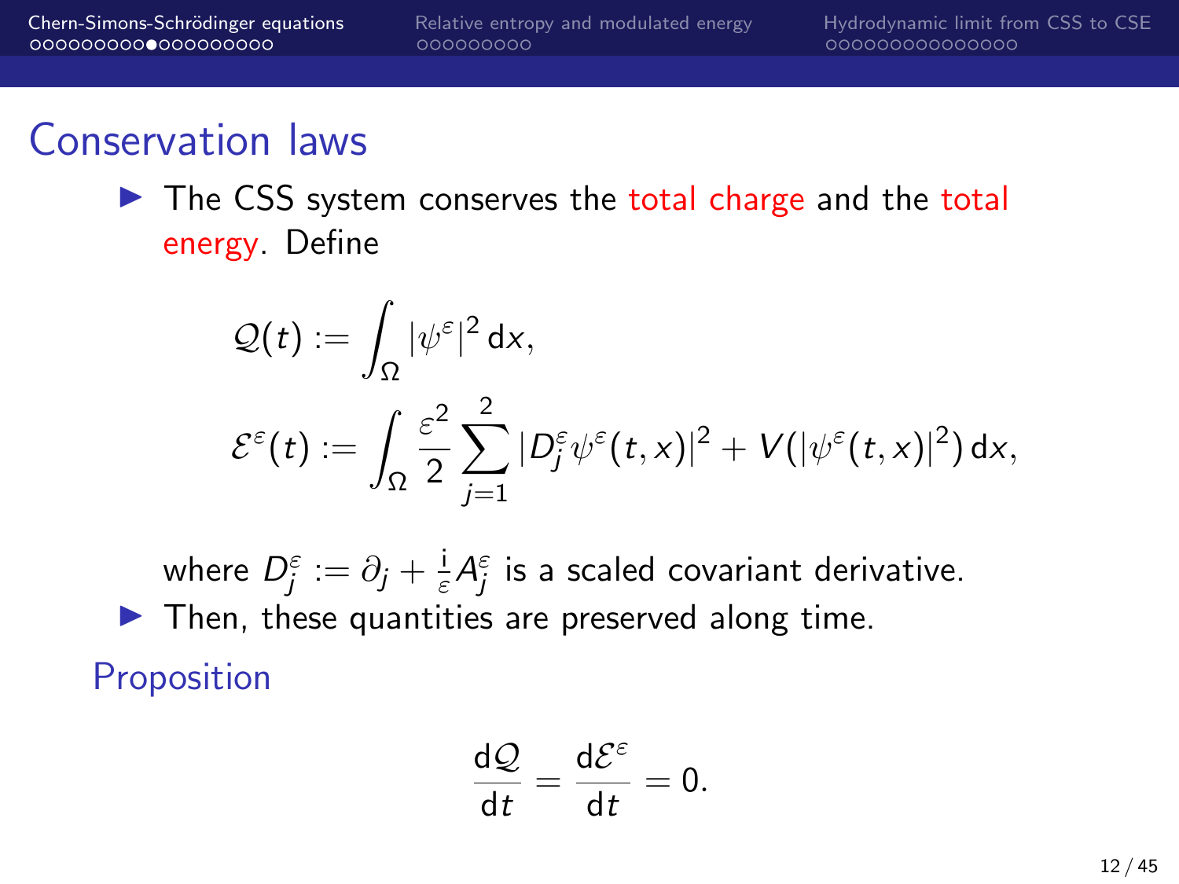## Conservation laws

- The CSS system conserves the total charge and the total energy. Define

$$\mathcal{Q}(t) := \int_\Omega |\psi^\varepsilon|^2 \, \mathrm{d}x,$$

$$\mathcal{E}^\varepsilon(t) := \int_\Omega \frac{\varepsilon^2}{2} \sum_{j=1}^{2} |D_j^\varepsilon \psi^\varepsilon(t,x)|^2 + V(|\psi^\varepsilon(t,x)|^2) \, \mathrm{d}x,$$

  where $D_j^\varepsilon := \partial_j + \frac{\mathrm{i}}{\varepsilon} A_j^\varepsilon$ is a scaled covariant derivative.

- Then, these quantities are preserved along time.

### Proposition

$$\frac{\mathrm{d}\mathcal{Q}}{\mathrm{d}t} = \frac{\mathrm{d}\mathcal{E}^\varepsilon}{\mathrm{d}t} = 0.$$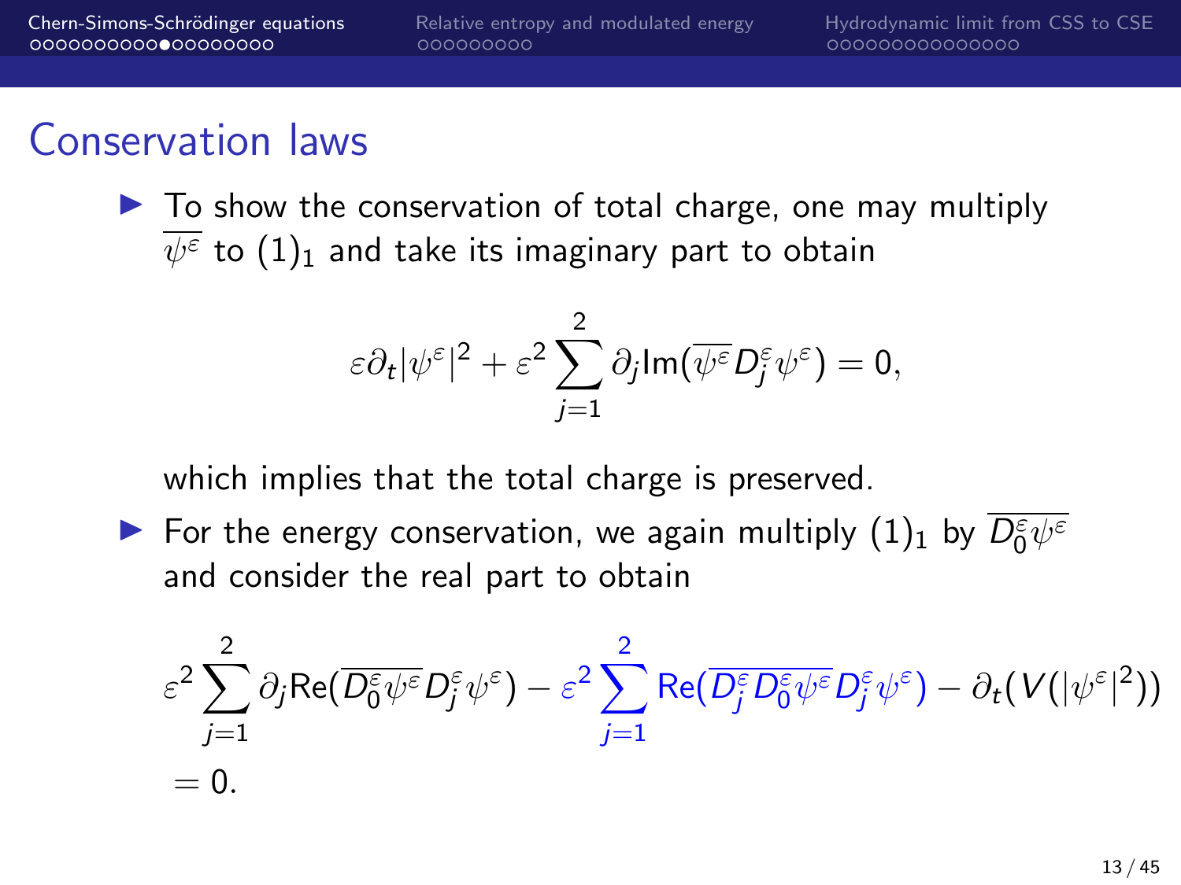## Conservation laws

- To show the conservation of total charge, one may multiply $\overline{\psi^\varepsilon}$ to $(1)_1$ and take its imaginary part to obtain

$$
\varepsilon \partial_t |\psi^\varepsilon|^2 + \varepsilon^2 \sum_{j=1}^{2} \partial_j \mathrm{Im}(\overline{\psi^\varepsilon} D_j^\varepsilon \psi^\varepsilon) = 0,
$$

  which implies that the total charge is preserved.

- For the energy conservation, we again multiply $(1)_1$ by $\overline{D_0^\varepsilon \psi^\varepsilon}$ and consider the real part to obtain

$$
\varepsilon^2 \sum_{j=1}^{2} \partial_j \mathrm{Re}(\overline{D_0^\varepsilon \psi^\varepsilon} D_j^\varepsilon \psi^\varepsilon) - \varepsilon^2 \sum_{j=1}^{2} \mathrm{Re}(\overline{D_j^\varepsilon D_0^\varepsilon \psi^\varepsilon} D_j^\varepsilon \psi^\varepsilon) - \partial_t (V(|\psi^\varepsilon|^2))
$$
$$
= 0.
$$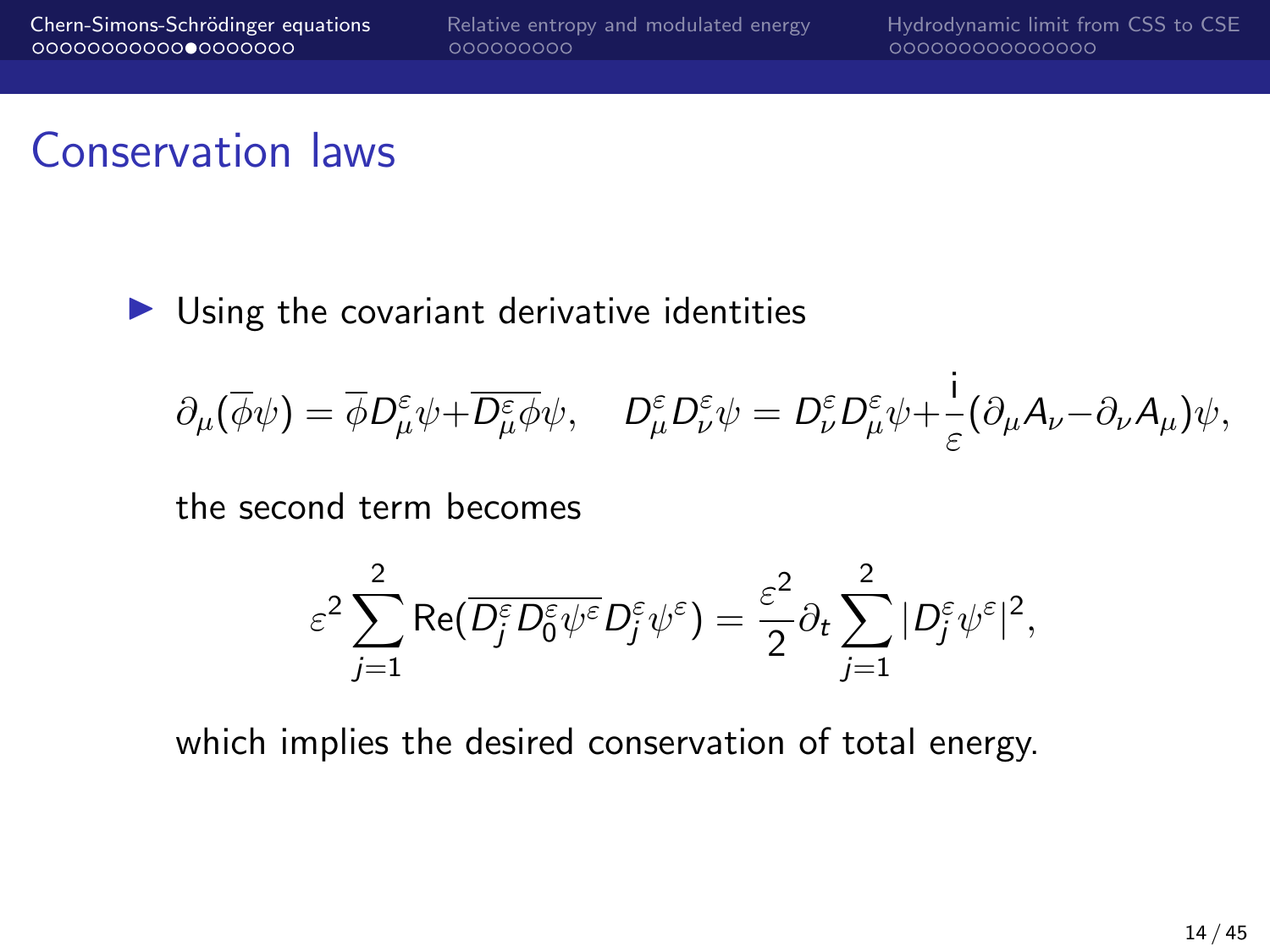# Conservation laws

- Using the covariant derivative identities

$$\partial_\mu(\overline{\phi}\psi) = \overline{\phi} D^\varepsilon_\mu \psi + \overline{D^\varepsilon_\mu \phi}\psi, \quad D^\varepsilon_\mu D^\varepsilon_\nu \psi = D^\varepsilon_\nu D^\varepsilon_\mu \psi + \frac{\mathrm{i}}{\varepsilon}(\partial_\mu A_\nu - \partial_\nu A_\mu)\psi,$$

  the second term becomes

$$\varepsilon^2 \sum_{j=1}^{2} \mathrm{Re}\big(\overline{D^\varepsilon_j D^\varepsilon_0 \psi^\varepsilon} D^\varepsilon_j \psi^\varepsilon\big) = \frac{\varepsilon^2}{2}\partial_t \sum_{j=1}^{2} |D^\varepsilon_j \psi^\varepsilon|^2,$$

  which implies the desired conservation of total energy.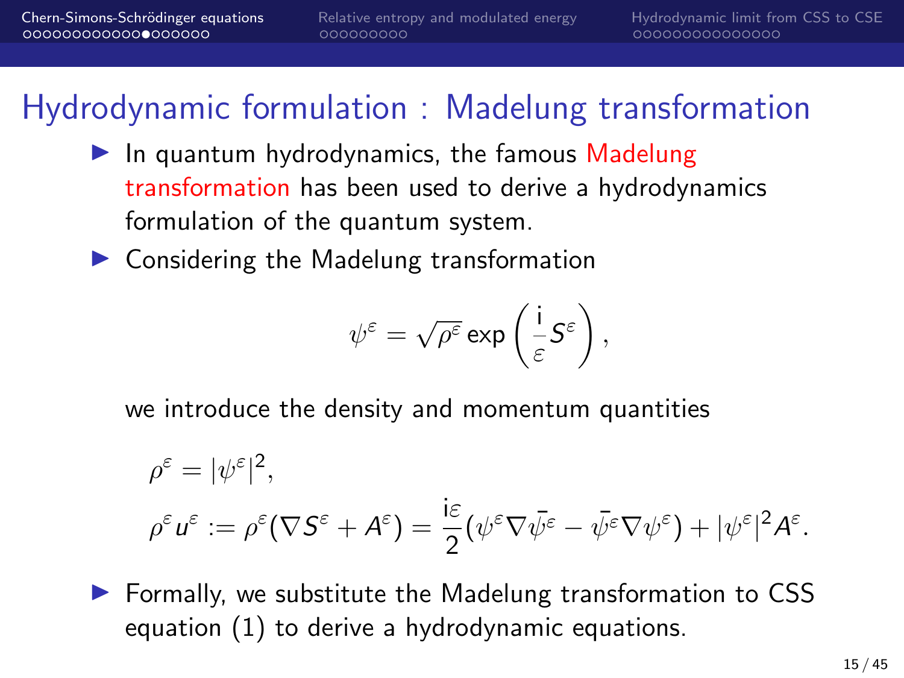## Hydrodynamic formulation : Madelung transformation

- In quantum hydrodynamics, the famous Madelung transformation has been used to derive a hydrodynamics formulation of the quantum system.
- Considering the Madelung transformation

$$\psi^\varepsilon = \sqrt{\rho^\varepsilon} \exp\left(\frac{\mathrm{i}}{\varepsilon} S^\varepsilon\right),$$

  we introduce the density and momentum quantities

$$\rho^\varepsilon = |\psi^\varepsilon|^2,$$

$$\rho^\varepsilon u^\varepsilon := \rho^\varepsilon(\nabla S^\varepsilon + A^\varepsilon) = \frac{\mathrm{i}\varepsilon}{2}(\psi^\varepsilon \nabla \bar{\psi}^\varepsilon - \bar{\psi}^\varepsilon \nabla \psi^\varepsilon) + |\psi^\varepsilon|^2 A^\varepsilon.$$

- Formally, we substitute the Madelung transformation to CSS equation (1) to derive a hydrodynamic equations.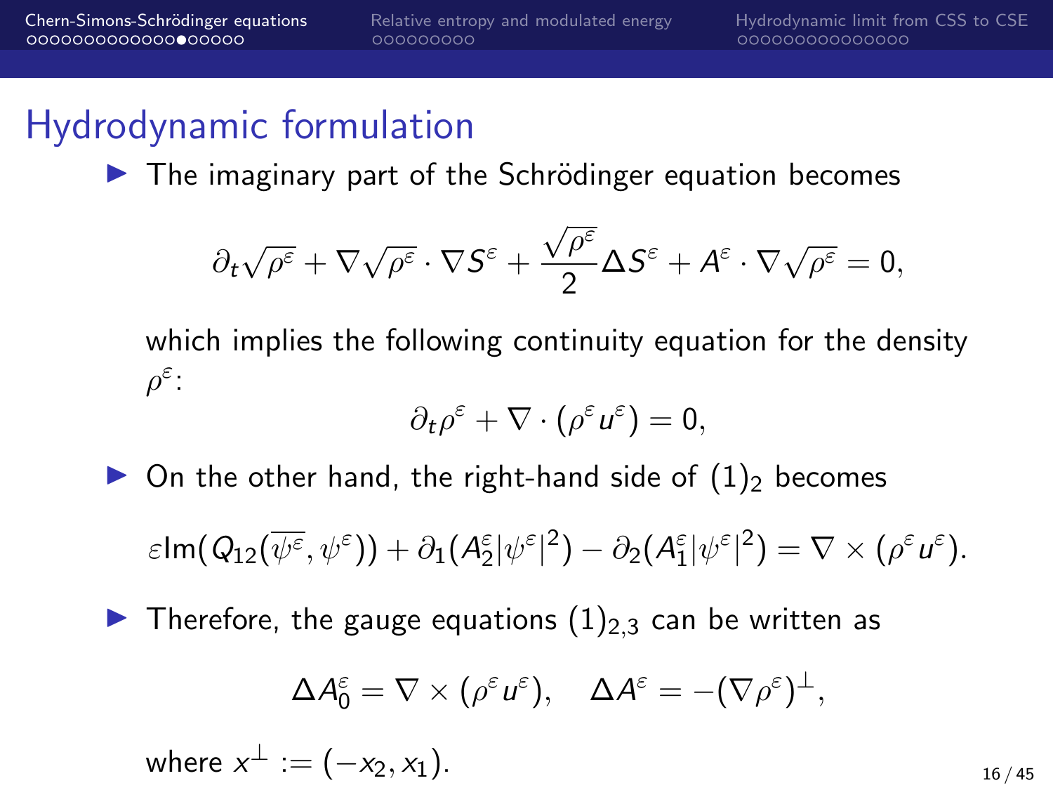## Hydrodynamic formulation

- The imaginary part of the Schrödinger equation becomes

$$\partial_t \sqrt{\rho^\varepsilon} + \nabla \sqrt{\rho^\varepsilon} \cdot \nabla S^\varepsilon + \frac{\sqrt{\rho^\varepsilon}}{2} \Delta S^\varepsilon + A^\varepsilon \cdot \nabla \sqrt{\rho^\varepsilon} = 0,$$

  which implies the following continuity equation for the density $\rho^\varepsilon$:

$$\partial_t \rho^\varepsilon + \nabla \cdot (\rho^\varepsilon u^\varepsilon) = 0,$$

- On the other hand, the right-hand side of $(1)_2$ becomes

$$\varepsilon \mathrm{Im}(Q_{12}(\overline{\psi^\varepsilon}, \psi^\varepsilon)) + \partial_1 (A_2^\varepsilon |\psi^\varepsilon|^2) - \partial_2 (A_1^\varepsilon |\psi^\varepsilon|^2) = \nabla \times (\rho^\varepsilon u^\varepsilon).$$

- Therefore, the gauge equations $(1)_{2,3}$ can be written as

$$\Delta A_0^\varepsilon = \nabla \times (\rho^\varepsilon u^\varepsilon), \quad \Delta A^\varepsilon = -(\nabla \rho^\varepsilon)^\perp,$$

  where $x^\perp := (-x_2, x_1)$.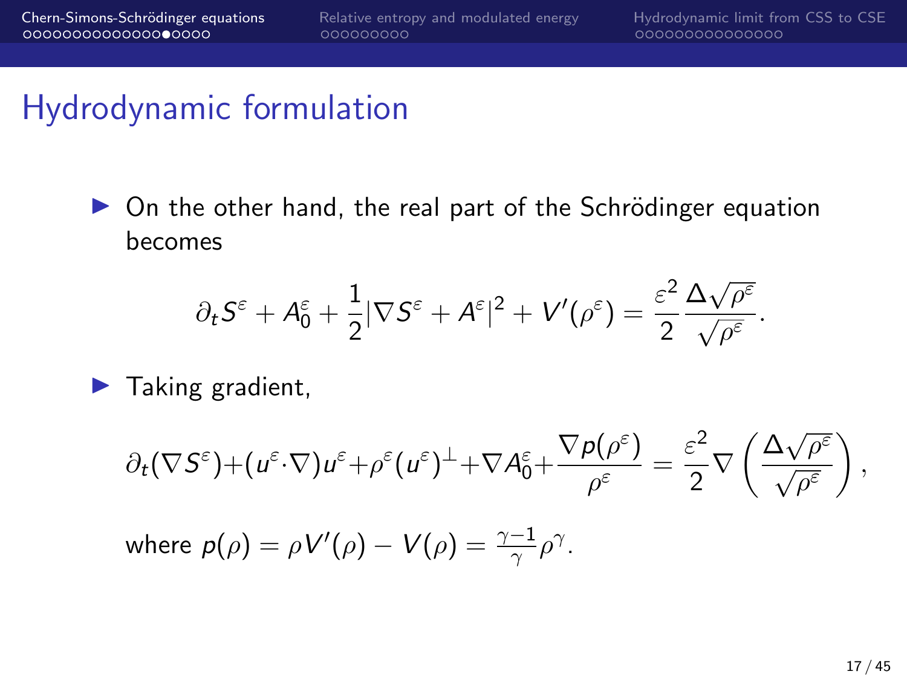# Hydrodynamic formulation

- On the other hand, the real part of the Schrödinger equation becomes

$$\partial_t S^\varepsilon + A_0^\varepsilon + \frac{1}{2}|\nabla S^\varepsilon + A^\varepsilon|^2 + V'(\rho^\varepsilon) = \frac{\varepsilon^2}{2}\frac{\Delta\sqrt{\rho^\varepsilon}}{\sqrt{\rho^\varepsilon}}.$$

- Taking gradient,

$$\partial_t(\nabla S^\varepsilon) + (u^\varepsilon\cdot\nabla)u^\varepsilon + \rho^\varepsilon(u^\varepsilon)^\perp + \nabla A_0^\varepsilon + \frac{\nabla p(\rho^\varepsilon)}{\rho^\varepsilon} = \frac{\varepsilon^2}{2}\nabla\left(\frac{\Delta\sqrt{\rho^\varepsilon}}{\sqrt{\rho^\varepsilon}}\right),$$

where $p(\rho) = \rho V'(\rho) - V(\rho) = \frac{\gamma-1}{\gamma}\rho^\gamma$.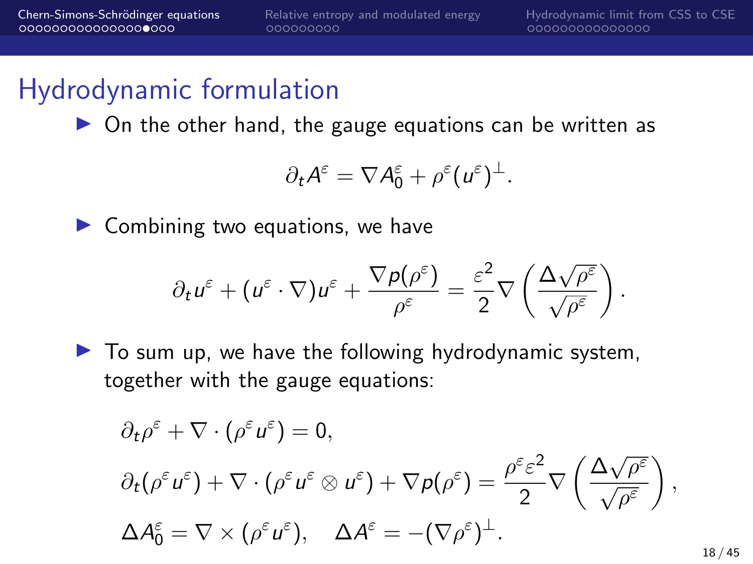## Hydrodynamic formulation

- On the other hand, the gauge equations can be written as

$$\partial_t A^\varepsilon = \nabla A_0^\varepsilon + \rho^\varepsilon (u^\varepsilon)^\perp.$$

- Combining two equations, we have

$$\partial_t u^\varepsilon + (u^\varepsilon \cdot \nabla) u^\varepsilon + \frac{\nabla p(\rho^\varepsilon)}{\rho^\varepsilon} = \frac{\varepsilon^2}{2} \nabla \left( \frac{\Delta \sqrt{\rho^\varepsilon}}{\sqrt{\rho^\varepsilon}} \right).$$

- To sum up, we have the following hydrodynamic system, together with the gauge equations:

$$\begin{aligned}
&\partial_t \rho^\varepsilon + \nabla \cdot (\rho^\varepsilon u^\varepsilon) = 0, \\
&\partial_t (\rho^\varepsilon u^\varepsilon) + \nabla \cdot (\rho^\varepsilon u^\varepsilon \otimes u^\varepsilon) + \nabla p(\rho^\varepsilon) = \frac{\rho^\varepsilon \varepsilon^2}{2} \nabla \left( \frac{\Delta \sqrt{\rho^\varepsilon}}{\sqrt{\rho^\varepsilon}} \right), \\
&\Delta A_0^\varepsilon = \nabla \times (\rho^\varepsilon u^\varepsilon), \quad \Delta A^\varepsilon = -(\nabla \rho^\varepsilon)^\perp.
\end{aligned}$$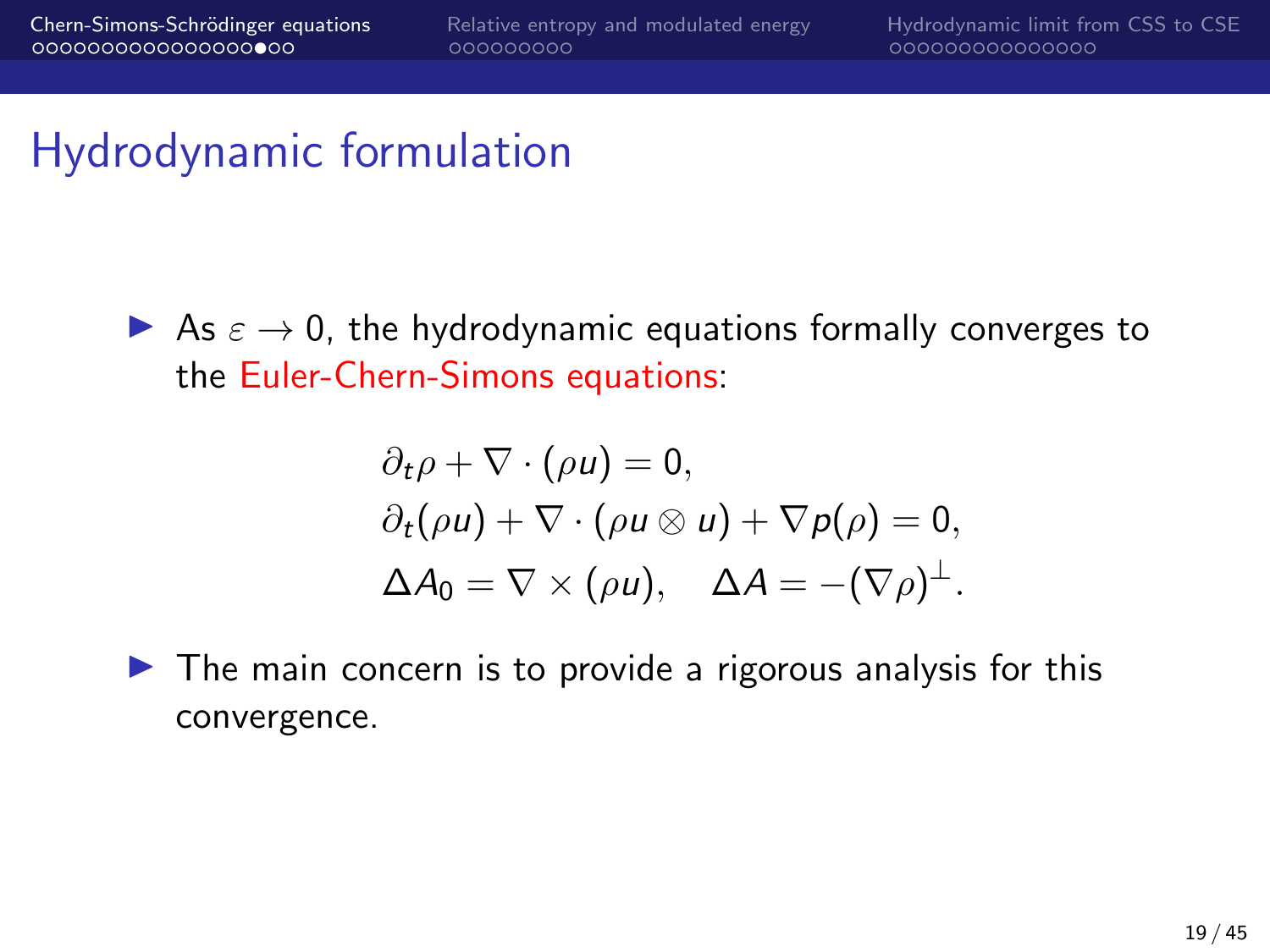# Hydrodynamic formulation

- As $\varepsilon \to 0$, the hydrodynamic equations formally converges to the Euler-Chern-Simons equations:

$$
\begin{aligned}
&\partial_t \rho + \nabla \cdot (\rho u) = 0, \\
&\partial_t (\rho u) + \nabla \cdot (\rho u \otimes u) + \nabla p(\rho) = 0, \\
&\Delta A_0 = \nabla \times (\rho u), \quad \Delta A = -(\nabla \rho)^{\perp}.
\end{aligned}
$$

- The main concern is to provide a rigorous analysis for this convergence.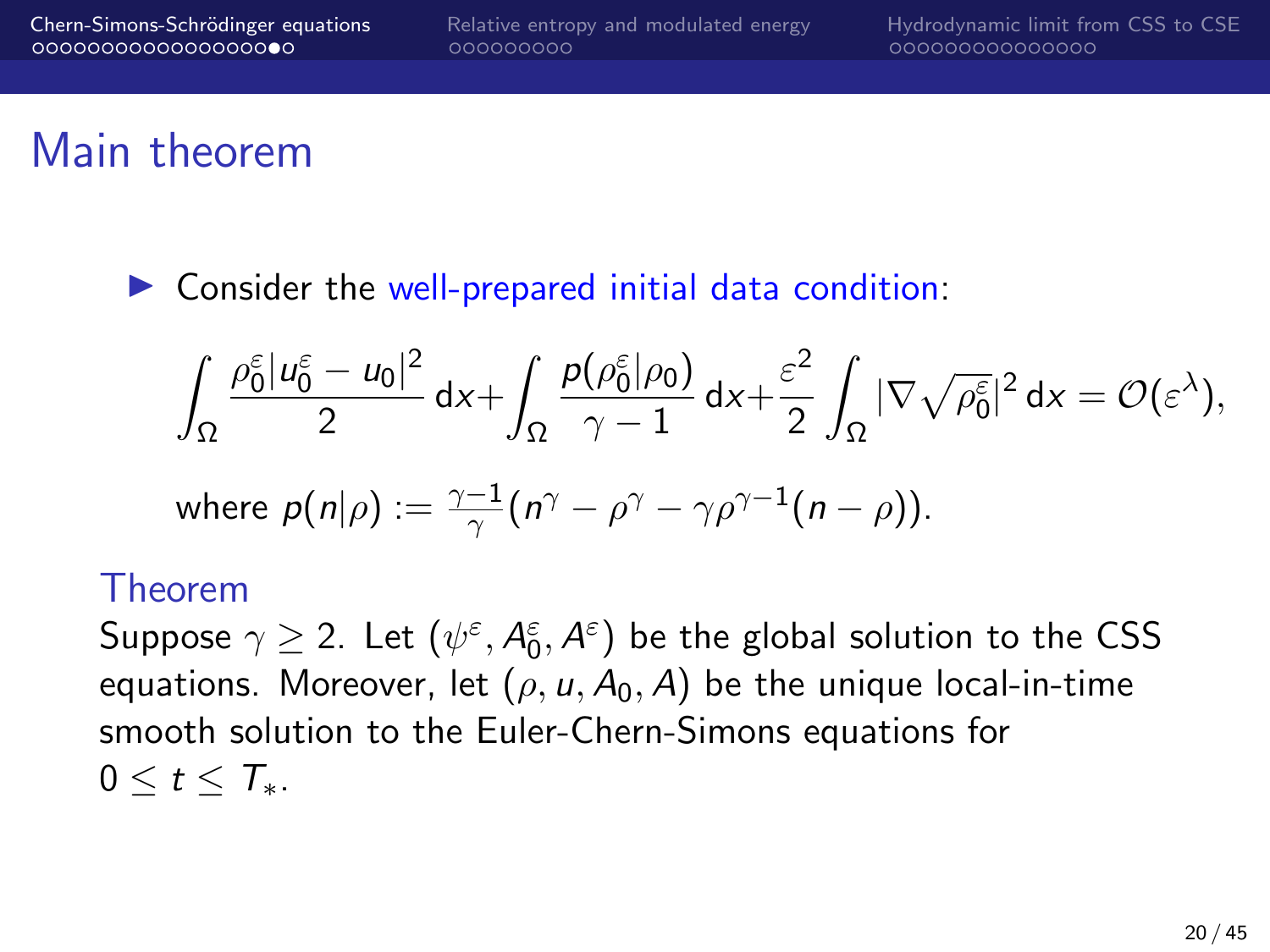# Main theorem

- Consider the well-prepared initial data condition:

$$\int_\Omega \frac{\rho_0^\varepsilon |u_0^\varepsilon - u_0|^2}{2}\,\mathrm{d}x + \int_\Omega \frac{p(\rho_0^\varepsilon|\rho_0)}{\gamma-1}\,\mathrm{d}x + \frac{\varepsilon^2}{2}\int_\Omega |\nabla\sqrt{\rho_0^\varepsilon}|^2\,\mathrm{d}x = \mathcal{O}(\varepsilon^\lambda),$$

where $p(n|\rho) := \frac{\gamma-1}{\gamma}(n^\gamma - \rho^\gamma - \gamma\rho^{\gamma-1}(n-\rho))$.

### Theorem

Suppose $\gamma \geq 2$. Let $(\psi^\varepsilon, A_0^\varepsilon, A^\varepsilon)$ be the global solution to the CSS equations. Moreover, let $(\rho, u, A_0, A)$ be the unique local-in-time smooth solution to the Euler-Chern-Simons equations for $0 \leq t \leq T_*$.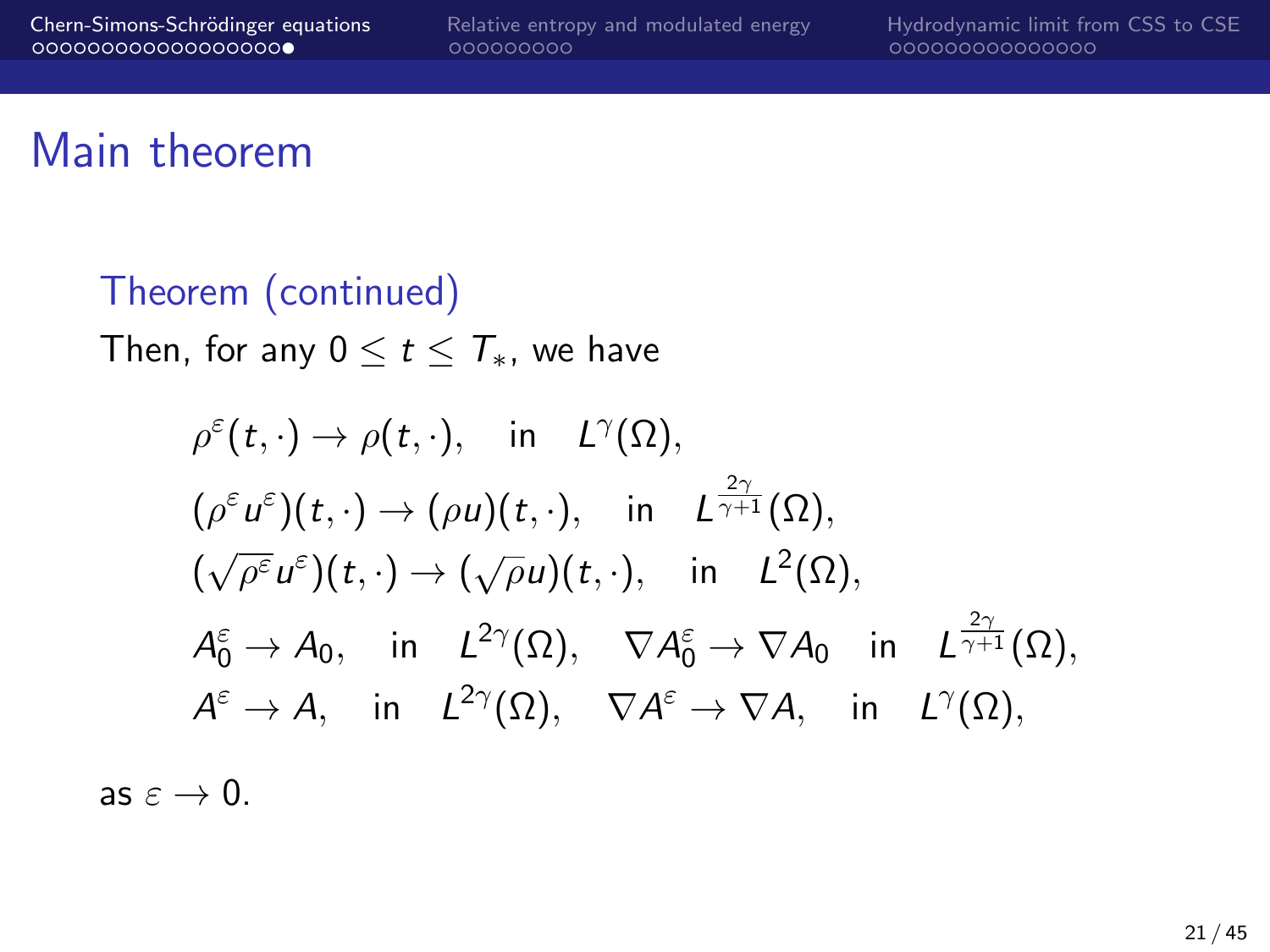## Main theorem

### Theorem (continued)

Then, for any $0 \leq t \leq T_*$, we have

$$
\begin{aligned}
&\rho^\varepsilon(t,\cdot) \to \rho(t,\cdot), \quad \text{in} \quad L^\gamma(\Omega), \\
&(\rho^\varepsilon u^\varepsilon)(t,\cdot) \to (\rho u)(t,\cdot), \quad \text{in} \quad L^{\frac{2\gamma}{\gamma+1}}(\Omega), \\
&(\sqrt{\rho^\varepsilon} u^\varepsilon)(t,\cdot) \to (\sqrt{\rho} u)(t,\cdot), \quad \text{in} \quad L^2(\Omega), \\
&A_0^\varepsilon \to A_0, \quad \text{in} \quad L^{2\gamma}(\Omega), \quad \nabla A_0^\varepsilon \to \nabla A_0 \quad \text{in} \quad L^{\frac{2\gamma}{\gamma+1}}(\Omega), \\
&A^\varepsilon \to A, \quad \text{in} \quad L^{2\gamma}(\Omega), \quad \nabla A^\varepsilon \to \nabla A, \quad \text{in} \quad L^\gamma(\Omega),
\end{aligned}
$$

as $\varepsilon \to 0$.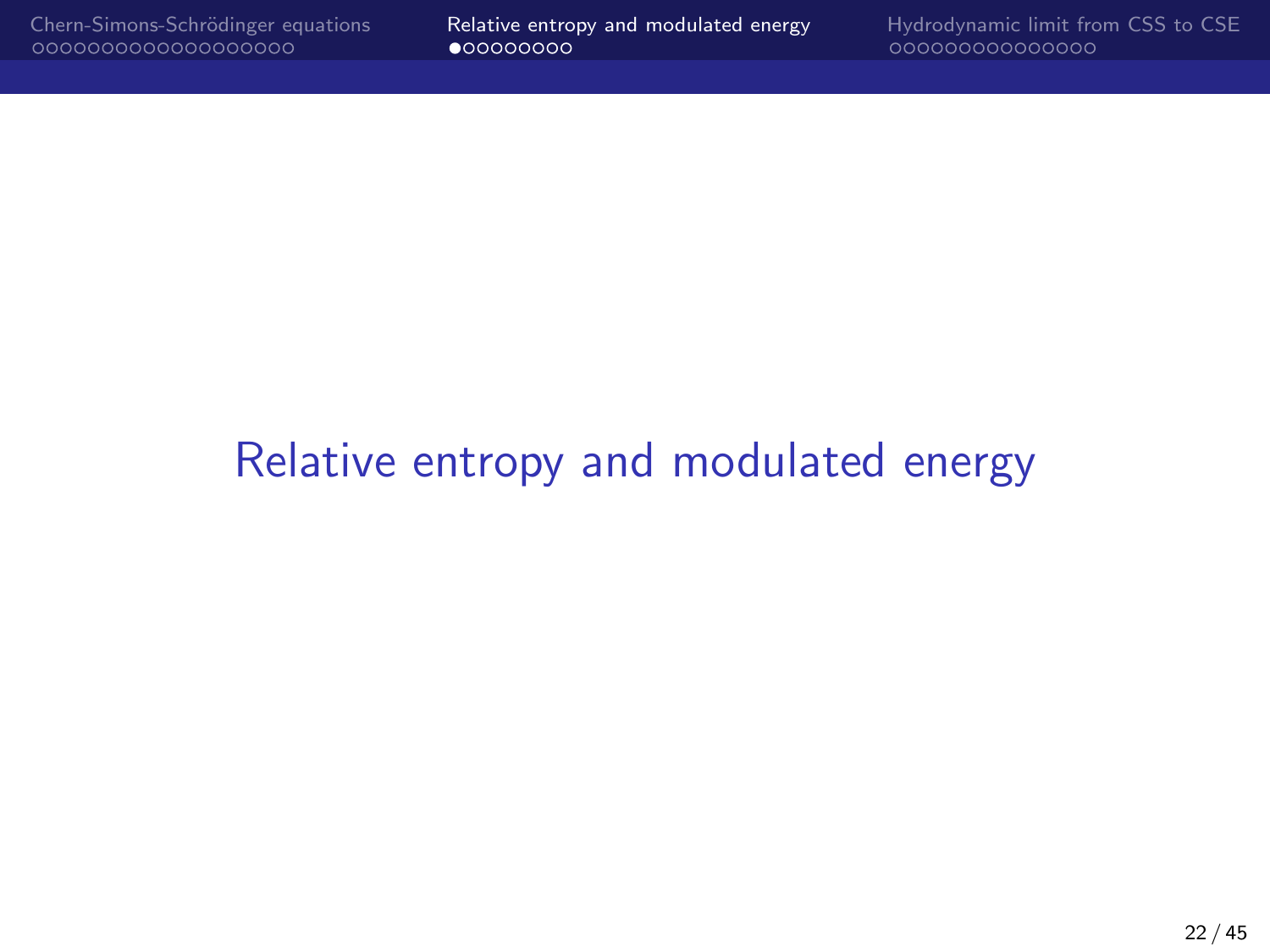# Relative entropy and modulated energy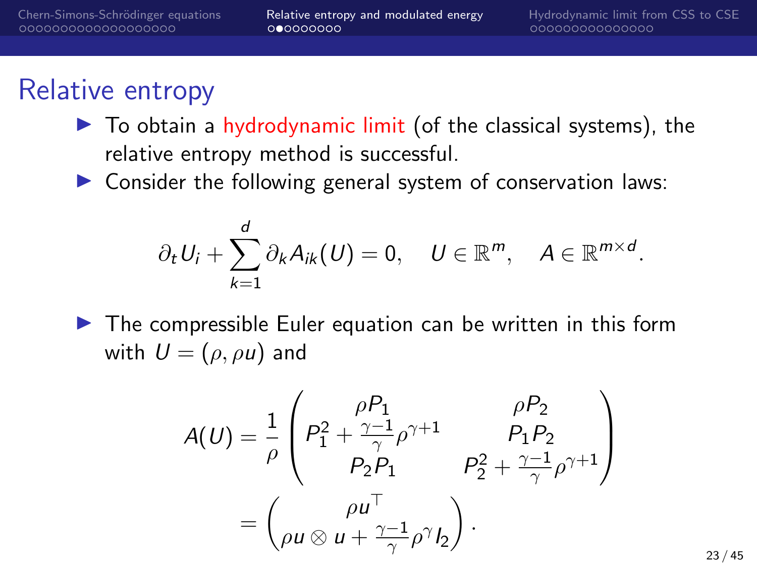## Relative entropy

- To obtain a hydrodynamic limit (of the classical systems), the relative entropy method is successful.
- Consider the following general system of conservation laws:

$$\partial_t U_i + \sum_{k=1}^{d} \partial_k A_{ik}(U) = 0, \quad U \in \mathbb{R}^m, \quad A \in \mathbb{R}^{m\times d}.$$

- The compressible Euler equation can be written in this form with $U = (\rho, \rho u)$ and

$$A(U) = \frac{1}{\rho}\begin{pmatrix} \rho P_1 & \rho P_2 \\ P_1^2 + \frac{\gamma-1}{\gamma}\rho^{\gamma+1} & P_1 P_2 \\ P_2 P_1 & P_2^2 + \frac{\gamma-1}{\gamma}\rho^{\gamma+1} \end{pmatrix}$$
$$= \begin{pmatrix} \rho u^\top \\ \rho u \otimes u + \frac{\gamma-1}{\gamma}\rho^\gamma I_2 \end{pmatrix}.$$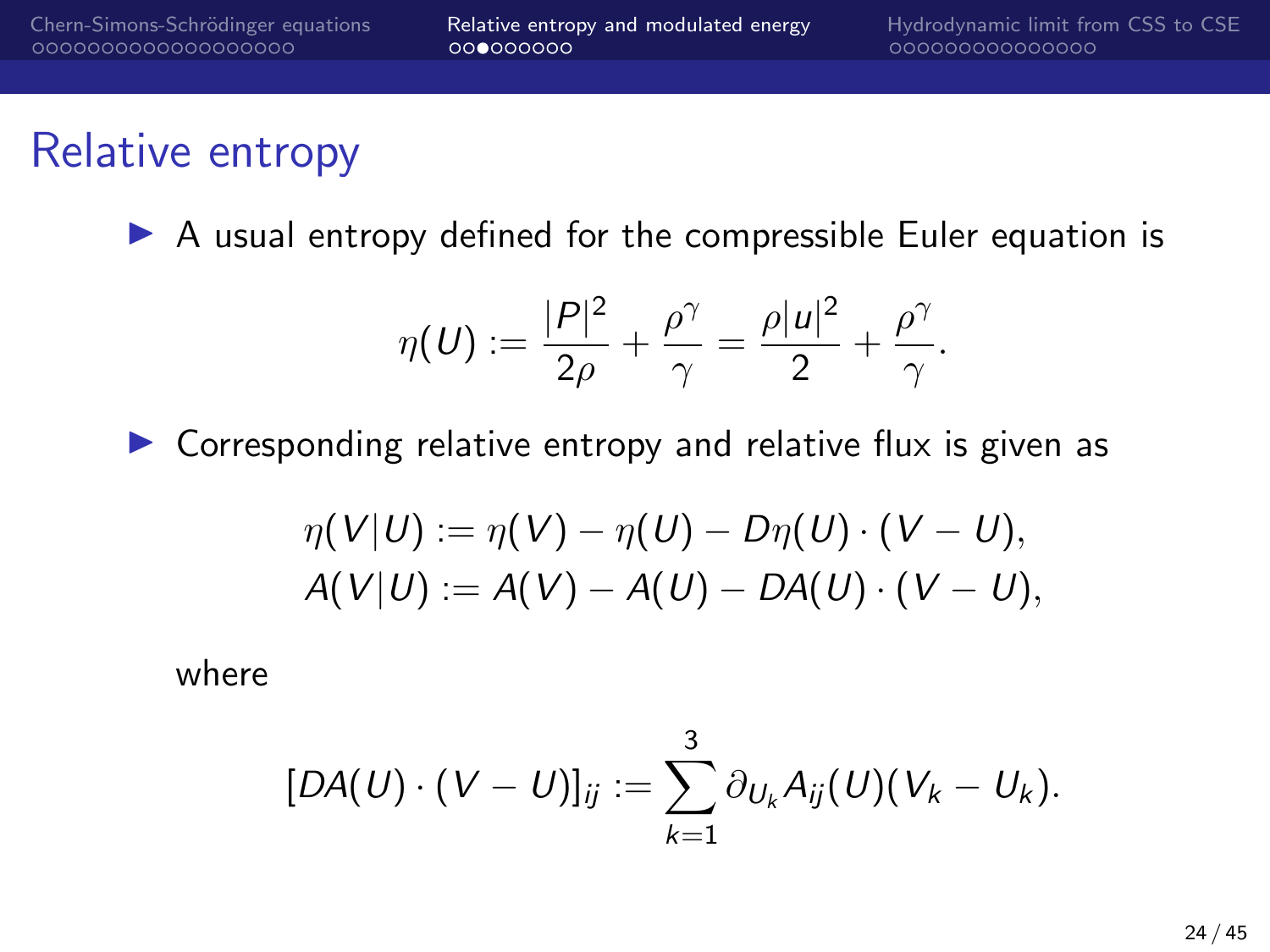# Relative entropy

- A usual entropy defined for the compressible Euler equation is

$$\eta(U) := \frac{|P|^2}{2\rho} + \frac{\rho^\gamma}{\gamma} = \frac{\rho|u|^2}{2} + \frac{\rho^\gamma}{\gamma}.$$

- Corresponding relative entropy and relative flux is given as

$$\eta(V|U) := \eta(V) - \eta(U) - D\eta(U)\cdot(V-U),$$
$$A(V|U) := A(V) - A(U) - DA(U)\cdot(V-U),$$

where

$$[DA(U)\cdot(V-U)]_{ij} := \sum_{k=1}^{3} \partial_{U_k} A_{ij}(U)(V_k - U_k).$$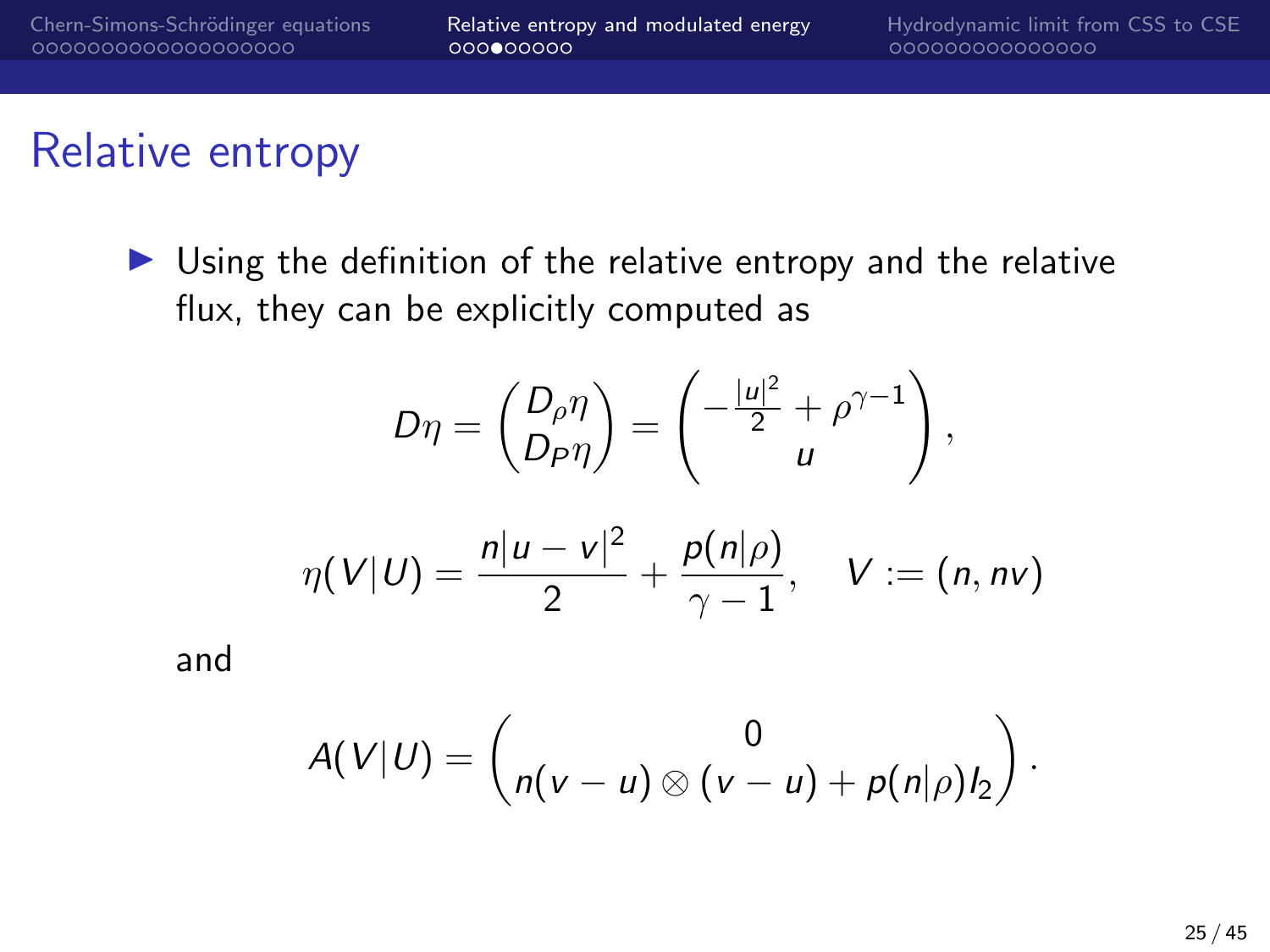# Relative entropy

- Using the definition of the relative entropy and the relative flux, they can be explicitly computed as

$$D\eta = \begin{pmatrix} D_\rho \eta \\ D_P \eta \end{pmatrix} = \begin{pmatrix} -\frac{|u|^2}{2} + \rho^{\gamma-1} \\ u \end{pmatrix},$$

$$\eta(V|U) = \frac{n|u-v|^2}{2} + \frac{p(n|\rho)}{\gamma - 1}, \quad V := (n, nv)$$

and

$$A(V|U) = \begin{pmatrix} 0 \\ n(v-u) \otimes (v-u) + p(n|\rho) I_2 \end{pmatrix}.$$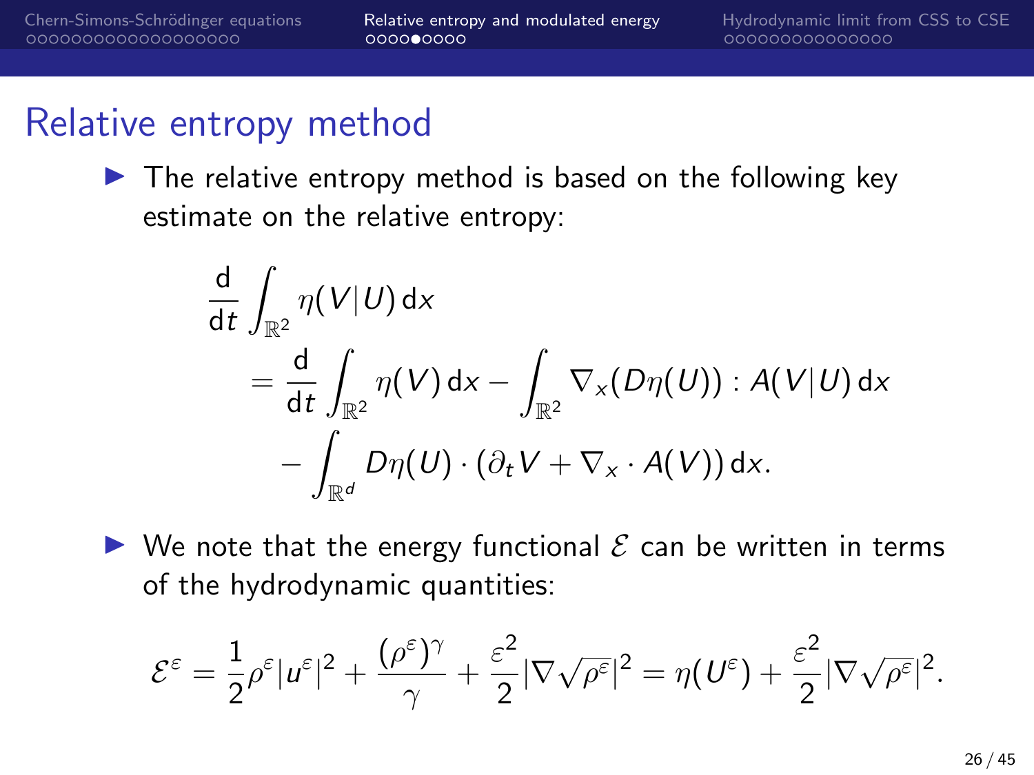# Relative entropy method

- The relative entropy method is based on the following key estimate on the relative entropy:

$$
\begin{aligned}
\frac{\mathrm{d}}{\mathrm{d}t} \int_{\mathbb{R}^2} \eta(V|U)\,\mathrm{d}x
&= \frac{\mathrm{d}}{\mathrm{d}t} \int_{\mathbb{R}^2} \eta(V)\,\mathrm{d}x - \int_{\mathbb{R}^2} \nabla_x (D\eta(U)) : A(V|U)\,\mathrm{d}x \\
&\quad - \int_{\mathbb{R}^d} D\eta(U) \cdot (\partial_t V + \nabla_x \cdot A(V))\,\mathrm{d}x.
\end{aligned}
$$

- We note that the energy functional $\mathcal{E}$ can be written in terms of the hydrodynamic quantities:

$$
\mathcal{E}^\varepsilon = \frac{1}{2}\rho^\varepsilon |u^\varepsilon|^2 + \frac{(\rho^\varepsilon)^\gamma}{\gamma} + \frac{\varepsilon^2}{2}|\nabla\sqrt{\rho^\varepsilon}|^2 = \eta(U^\varepsilon) + \frac{\varepsilon^2}{2}|\nabla\sqrt{\rho^\varepsilon}|^2.
$$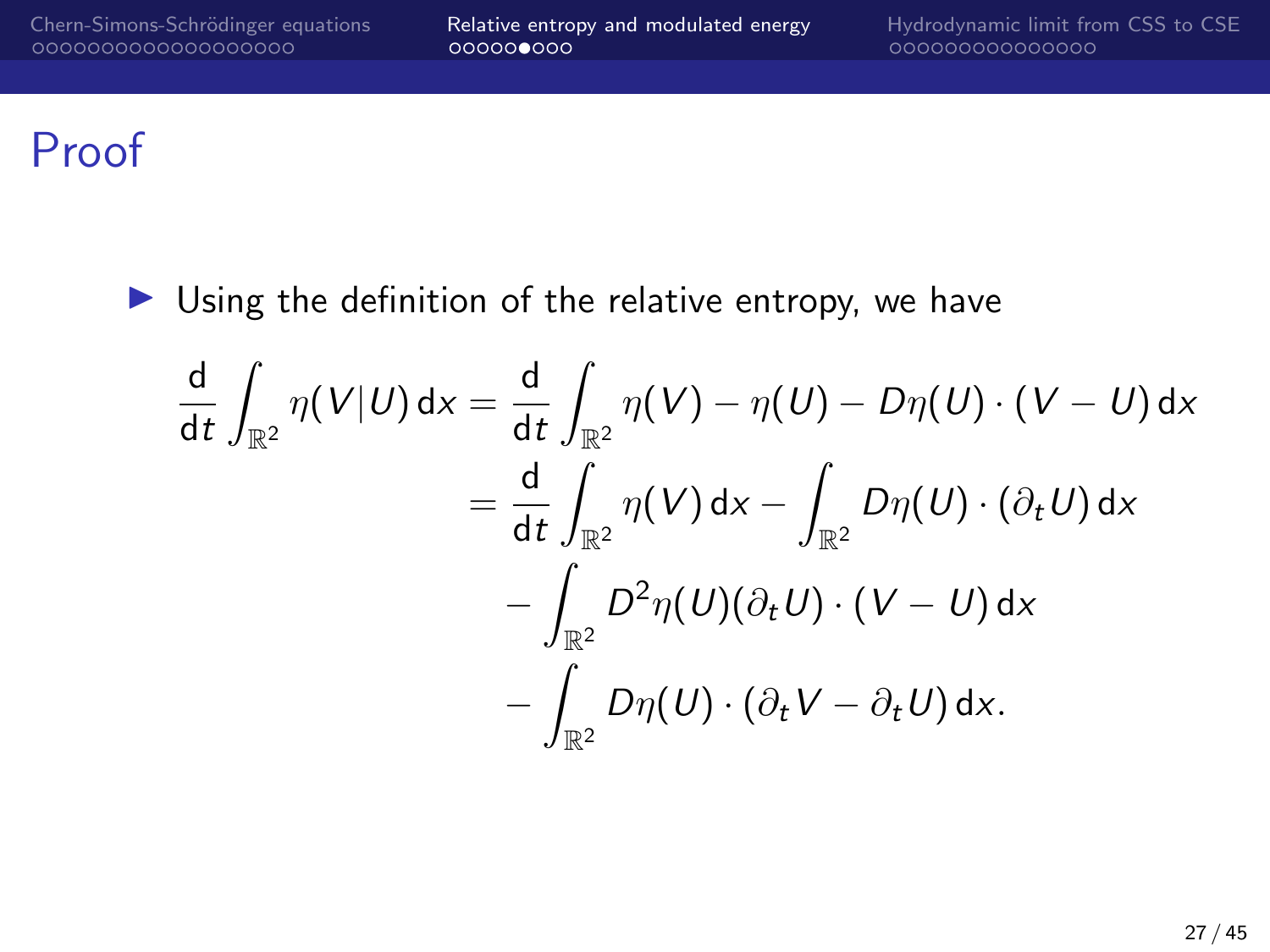# Proof

- Using the definition of the relative entropy, we have

$$
\begin{aligned}
\frac{\mathrm{d}}{\mathrm{d}t}\int_{\mathbb{R}^2} \eta(V|U)\,\mathrm{d}x &= \frac{\mathrm{d}}{\mathrm{d}t}\int_{\mathbb{R}^2} \eta(V) - \eta(U) - D\eta(U)\cdot(V-U)\,\mathrm{d}x \\
&= \frac{\mathrm{d}}{\mathrm{d}t}\int_{\mathbb{R}^2} \eta(V)\,\mathrm{d}x - \int_{\mathbb{R}^2} D\eta(U)\cdot(\partial_t U)\,\mathrm{d}x \\
&\quad - \int_{\mathbb{R}^2} D^2\eta(U)(\partial_t U)\cdot(V-U)\,\mathrm{d}x \\
&\quad - \int_{\mathbb{R}^2} D\eta(U)\cdot(\partial_t V - \partial_t U)\,\mathrm{d}x.
\end{aligned}
$$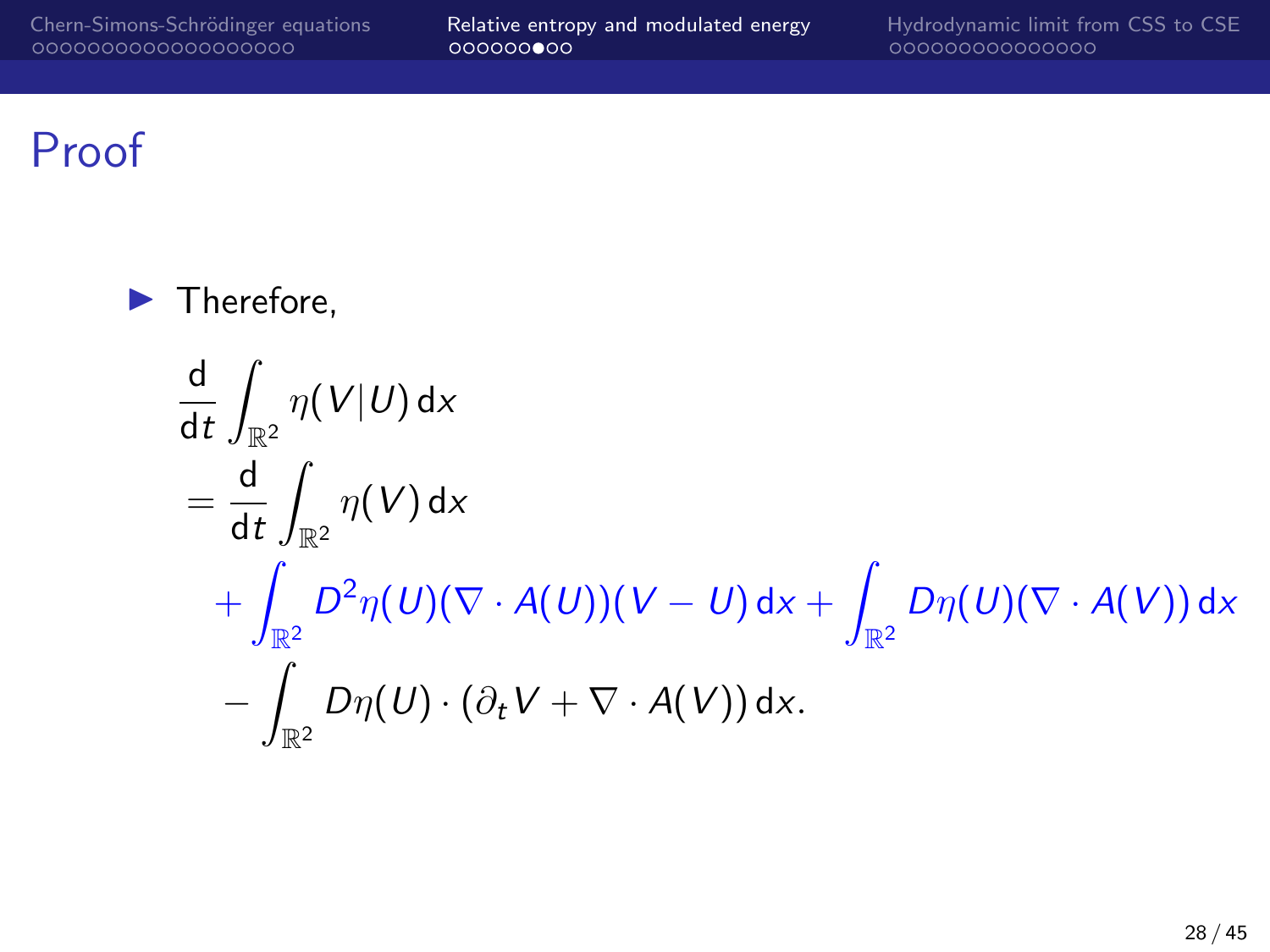# Proof

- Therefore,

$$
\begin{aligned}
&\frac{\mathrm{d}}{\mathrm{d}t}\int_{\mathbb{R}^2} \eta(V|U)\,\mathrm{d}x \\
&= \frac{\mathrm{d}}{\mathrm{d}t}\int_{\mathbb{R}^2} \eta(V)\,\mathrm{d}x \\
&\quad + \int_{\mathbb{R}^2} D^2\eta(U)(\nabla\cdot A(U))(V-U)\,\mathrm{d}x + \int_{\mathbb{R}^2} D\eta(U)(\nabla\cdot A(V))\,\mathrm{d}x \\
&\quad - \int_{\mathbb{R}^2} D\eta(U)\cdot(\partial_t V + \nabla\cdot A(V))\,\mathrm{d}x.
\end{aligned}
$$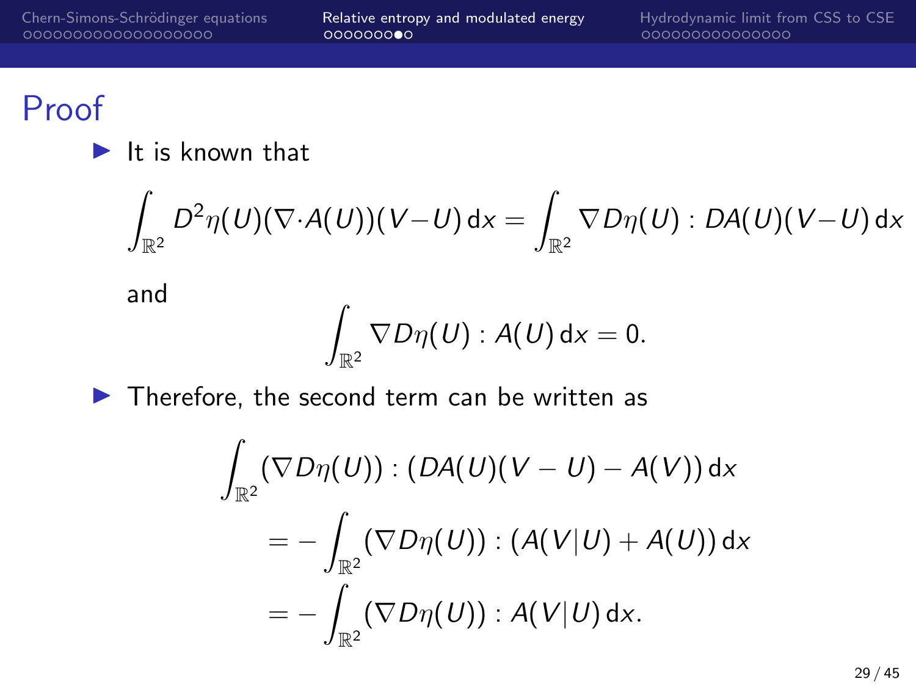# Proof

- It is known that

$$\int_{\mathbb{R}^2} D^2\eta(U)(\nabla\cdot A(U))(V-U)\,\mathrm{d}x = \int_{\mathbb{R}^2} \nabla D\eta(U) : DA(U)(V-U)\,\mathrm{d}x$$

  and

$$\int_{\mathbb{R}^2} \nabla D\eta(U) : A(U)\,\mathrm{d}x = 0.$$

- Therefore, the second term can be written as

$$\begin{aligned}
&\int_{\mathbb{R}^2} (\nabla D\eta(U)) : (DA(U)(V-U) - A(V))\,\mathrm{d}x \\
&\qquad = -\int_{\mathbb{R}^2} (\nabla D\eta(U)) : (A(V|U) + A(U))\,\mathrm{d}x \\
&\qquad = -\int_{\mathbb{R}^2} (\nabla D\eta(U)) : A(V|U)\,\mathrm{d}x.
\end{aligned}$$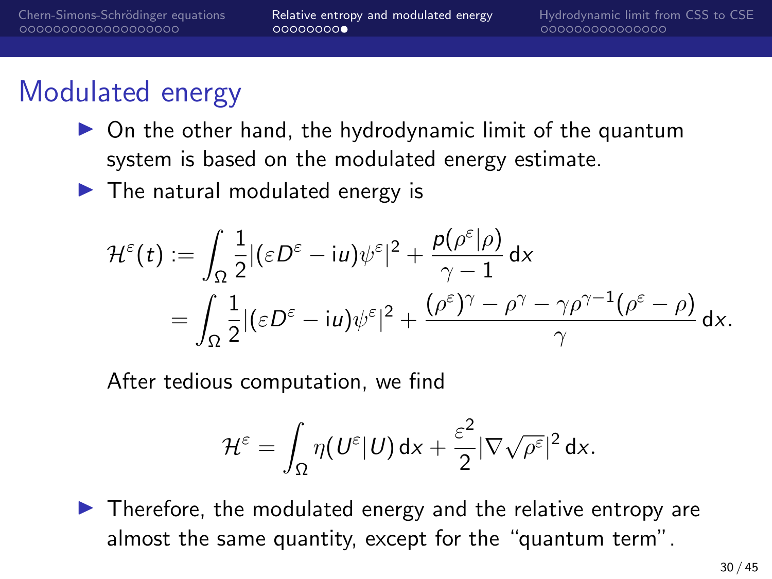## Modulated energy

- On the other hand, the hydrodynamic limit of the quantum system is based on the modulated energy estimate.
- The natural modulated energy is

$$
\begin{aligned}
\mathcal{H}^\varepsilon(t) &:= \int_\Omega \frac{1}{2}|(\varepsilon D^\varepsilon - \mathrm{i}u)\psi^\varepsilon|^2 + \frac{p(\rho^\varepsilon|\rho)}{\gamma-1}\,\mathrm{d}x \\
&= \int_\Omega \frac{1}{2}|(\varepsilon D^\varepsilon - \mathrm{i}u)\psi^\varepsilon|^2 + \frac{(\rho^\varepsilon)^\gamma - \rho^\gamma - \gamma\rho^{\gamma-1}(\rho^\varepsilon - \rho)}{\gamma}\,\mathrm{d}x.
\end{aligned}
$$

After tedious computation, we find

$$
\mathcal{H}^\varepsilon = \int_\Omega \eta(U^\varepsilon|U)\,\mathrm{d}x + \frac{\varepsilon^2}{2}|\nabla\sqrt{\rho^\varepsilon}|^2\,\mathrm{d}x.
$$

- Therefore, the modulated energy and the relative entropy are almost the same quantity, except for the "quantum term".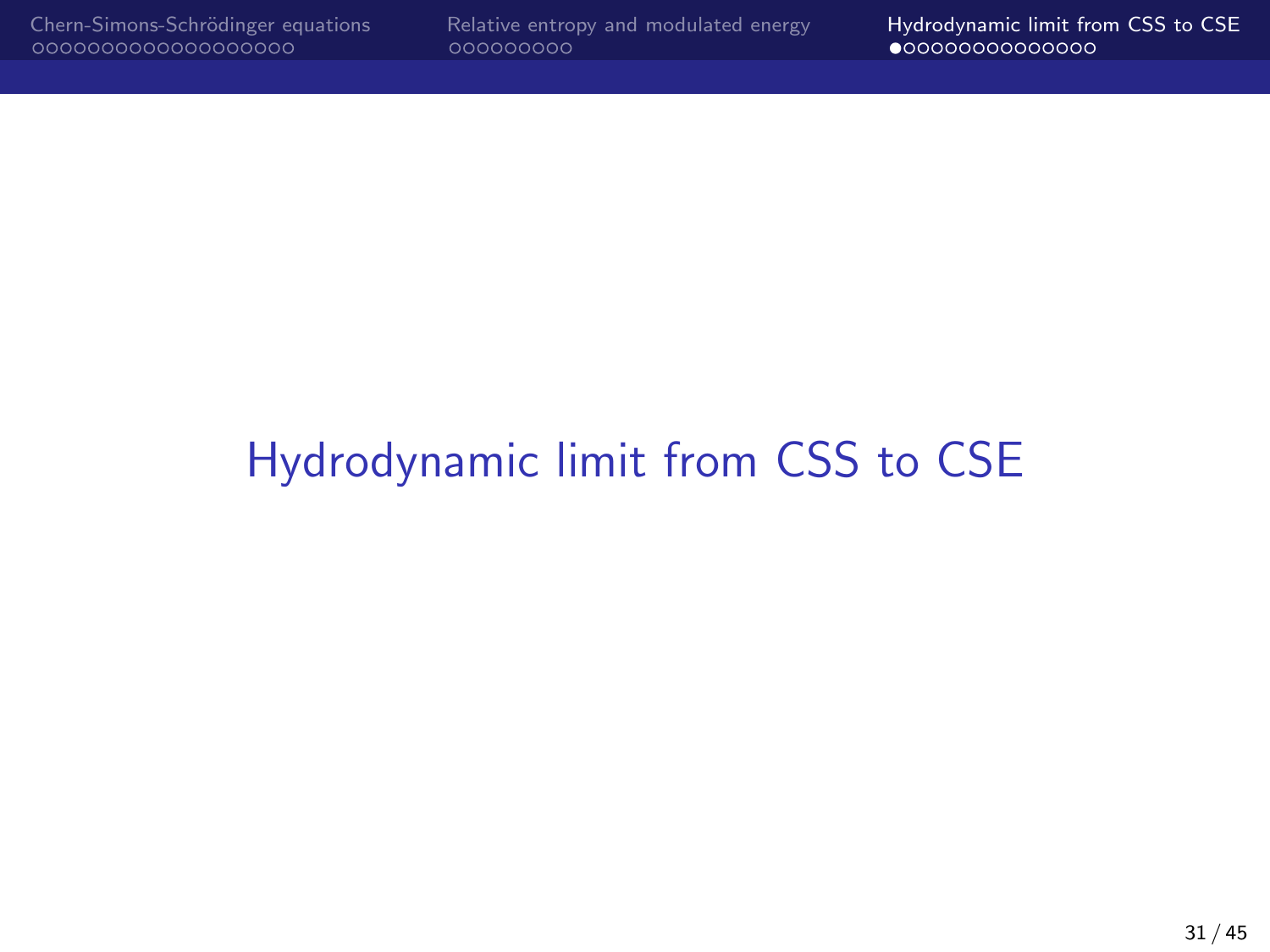# Hydrodynamic limit from CSS to CSE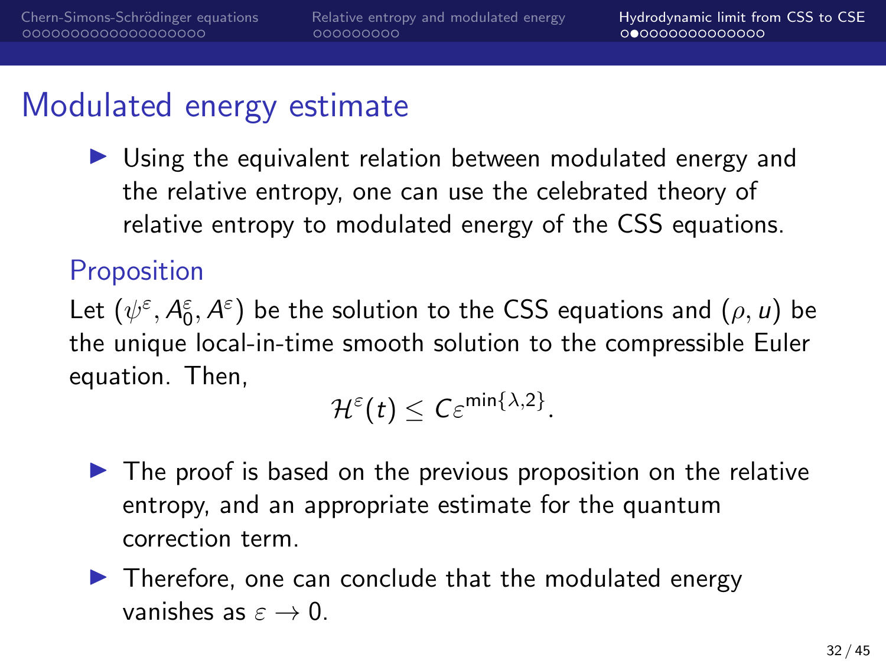# Modulated energy estimate

- Using the equivalent relation between modulated energy and the relative entropy, one can use the celebrated theory of relative entropy to modulated energy of the CSS equations.

### Proposition

Let $(\psi^{\varepsilon}, A_0^{\varepsilon}, A^{\varepsilon})$ be the solution to the CSS equations and $(\rho, u)$ be the unique local-in-time smooth solution to the compressible Euler equation. Then,

$$\mathcal{H}^{\varepsilon}(t) \leq C\varepsilon^{\min\{\lambda,2\}}.$$

- The proof is based on the previous proposition on the relative entropy, and an appropriate estimate for the quantum correction term.
- Therefore, one can conclude that the modulated energy vanishes as $\varepsilon \to 0$.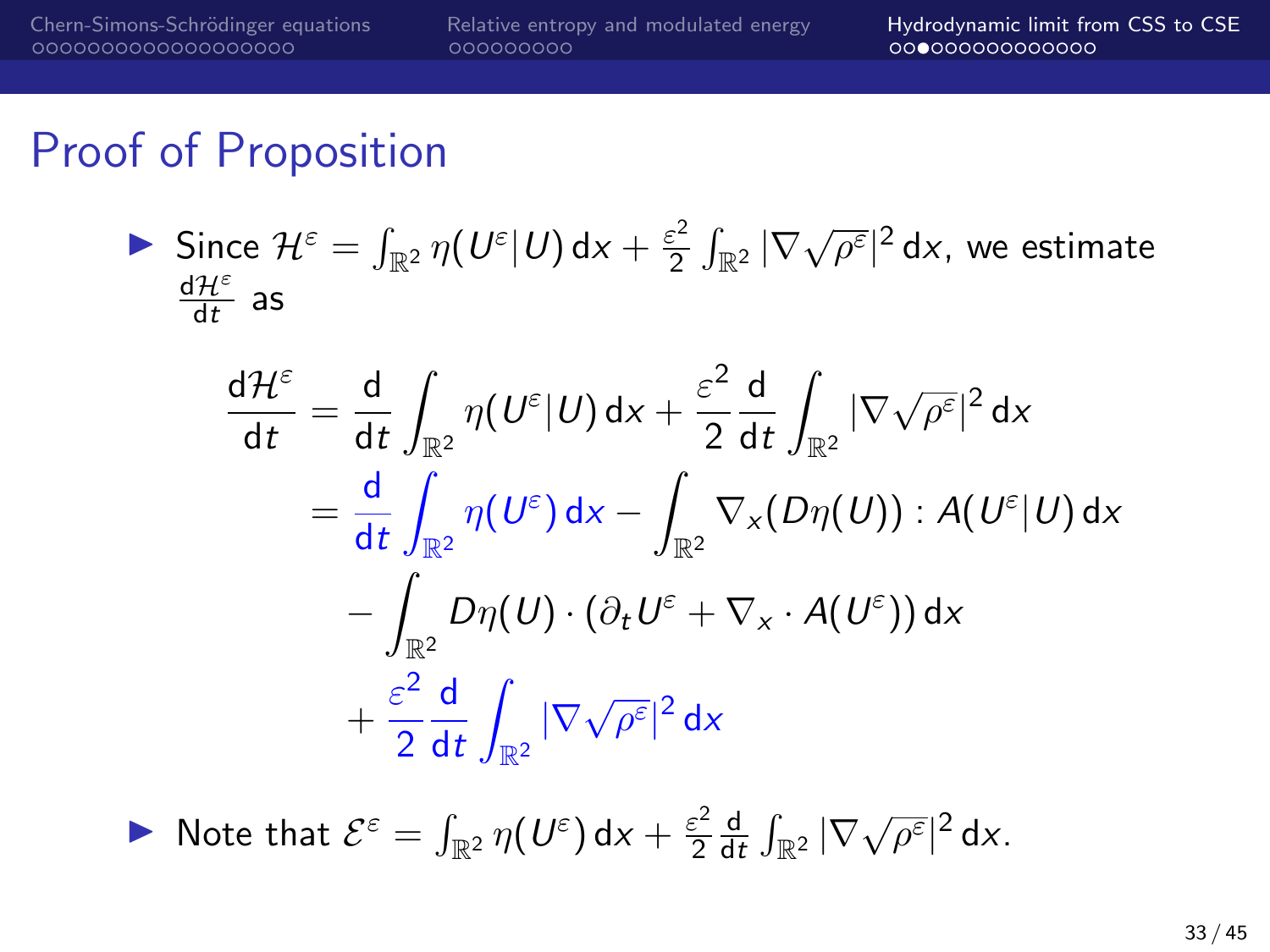## Proof of Proposition

- Since $\mathcal{H}^\varepsilon = \int_{\mathbb{R}^2} \eta(U^\varepsilon|U)\,\mathrm{d}x + \frac{\varepsilon^2}{2}\int_{\mathbb{R}^2} |\nabla\sqrt{\rho^\varepsilon}|^2\,\mathrm{d}x$, we estimate $\frac{\mathrm{d}\mathcal{H}^\varepsilon}{\mathrm{d}t}$ as

$$
\begin{aligned}
\frac{\mathrm{d}\mathcal{H}^\varepsilon}{\mathrm{d}t} &= \frac{\mathrm{d}}{\mathrm{d}t}\int_{\mathbb{R}^2} \eta(U^\varepsilon|U)\,\mathrm{d}x + \frac{\varepsilon^2}{2}\frac{\mathrm{d}}{\mathrm{d}t}\int_{\mathbb{R}^2} |\nabla\sqrt{\rho^\varepsilon}|^2\,\mathrm{d}x \\
&= \frac{\mathrm{d}}{\mathrm{d}t}\int_{\mathbb{R}^2} \eta(U^\varepsilon)\,\mathrm{d}x - \int_{\mathbb{R}^2} \nabla_x(D\eta(U)) : A(U^\varepsilon|U)\,\mathrm{d}x \\
&\quad - \int_{\mathbb{R}^2} D\eta(U)\cdot(\partial_t U^\varepsilon + \nabla_x\cdot A(U^\varepsilon))\,\mathrm{d}x \\
&\quad + \frac{\varepsilon^2}{2}\frac{\mathrm{d}}{\mathrm{d}t}\int_{\mathbb{R}^2} |\nabla\sqrt{\rho^\varepsilon}|^2\,\mathrm{d}x
\end{aligned}
$$

- Note that $\mathcal{E}^\varepsilon = \int_{\mathbb{R}^2} \eta(U^\varepsilon)\,\mathrm{d}x + \frac{\varepsilon^2}{2}\frac{\mathrm{d}}{\mathrm{d}t}\int_{\mathbb{R}^2} |\nabla\sqrt{\rho^\varepsilon}|^2\,\mathrm{d}x$.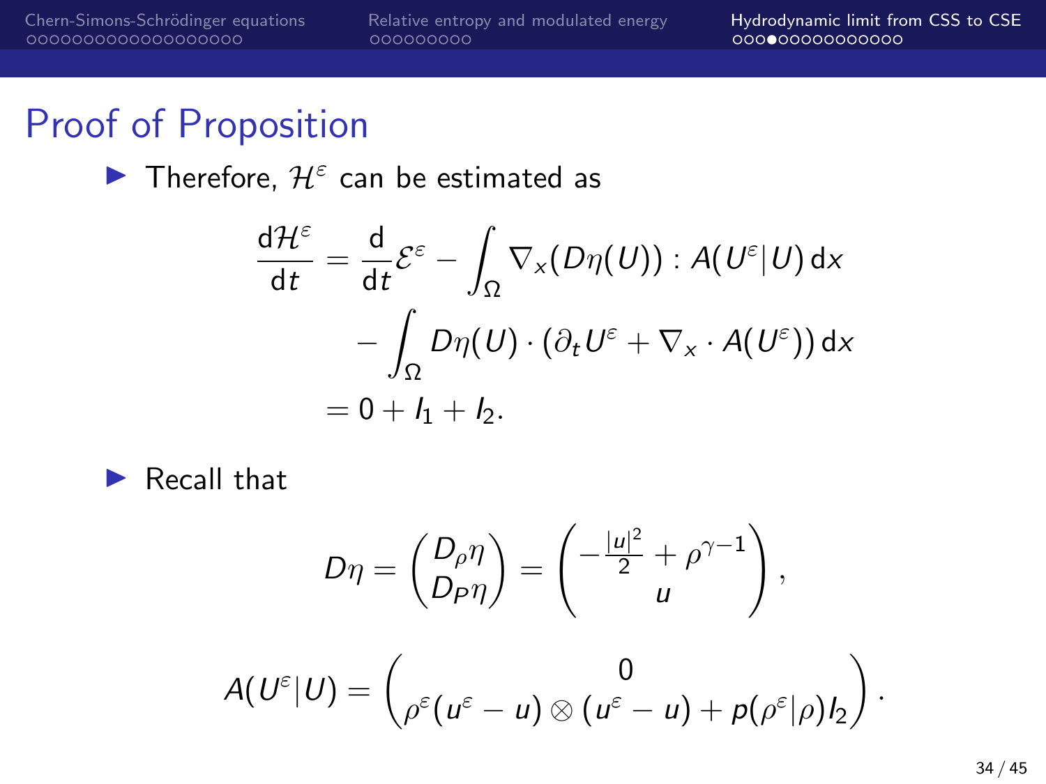## Proof of Proposition

- Therefore, $\mathcal{H}^\varepsilon$ can be estimated as

$$
\begin{aligned}
\frac{\mathrm{d}\mathcal{H}^\varepsilon}{\mathrm{d}t} &= \frac{\mathrm{d}}{\mathrm{d}t}\mathcal{E}^\varepsilon - \int_\Omega \nabla_x(D\eta(U)) : A(U^\varepsilon|U)\,\mathrm{d}x \\
&\quad - \int_\Omega D\eta(U)\cdot(\partial_t U^\varepsilon + \nabla_x \cdot A(U^\varepsilon))\,\mathrm{d}x \\
&= 0 + I_1 + I_2.
\end{aligned}
$$

- Recall that

$$
D\eta = \begin{pmatrix} D_\rho \eta \\ D_P \eta \end{pmatrix} = \begin{pmatrix} -\frac{|u|^2}{2} + \rho^{\gamma-1} \\ u \end{pmatrix},
$$

$$
A(U^\varepsilon|U) = \begin{pmatrix} 0 \\ \rho^\varepsilon(u^\varepsilon - u)\otimes(u^\varepsilon - u) + p(\rho^\varepsilon|\rho)I_2 \end{pmatrix}.
$$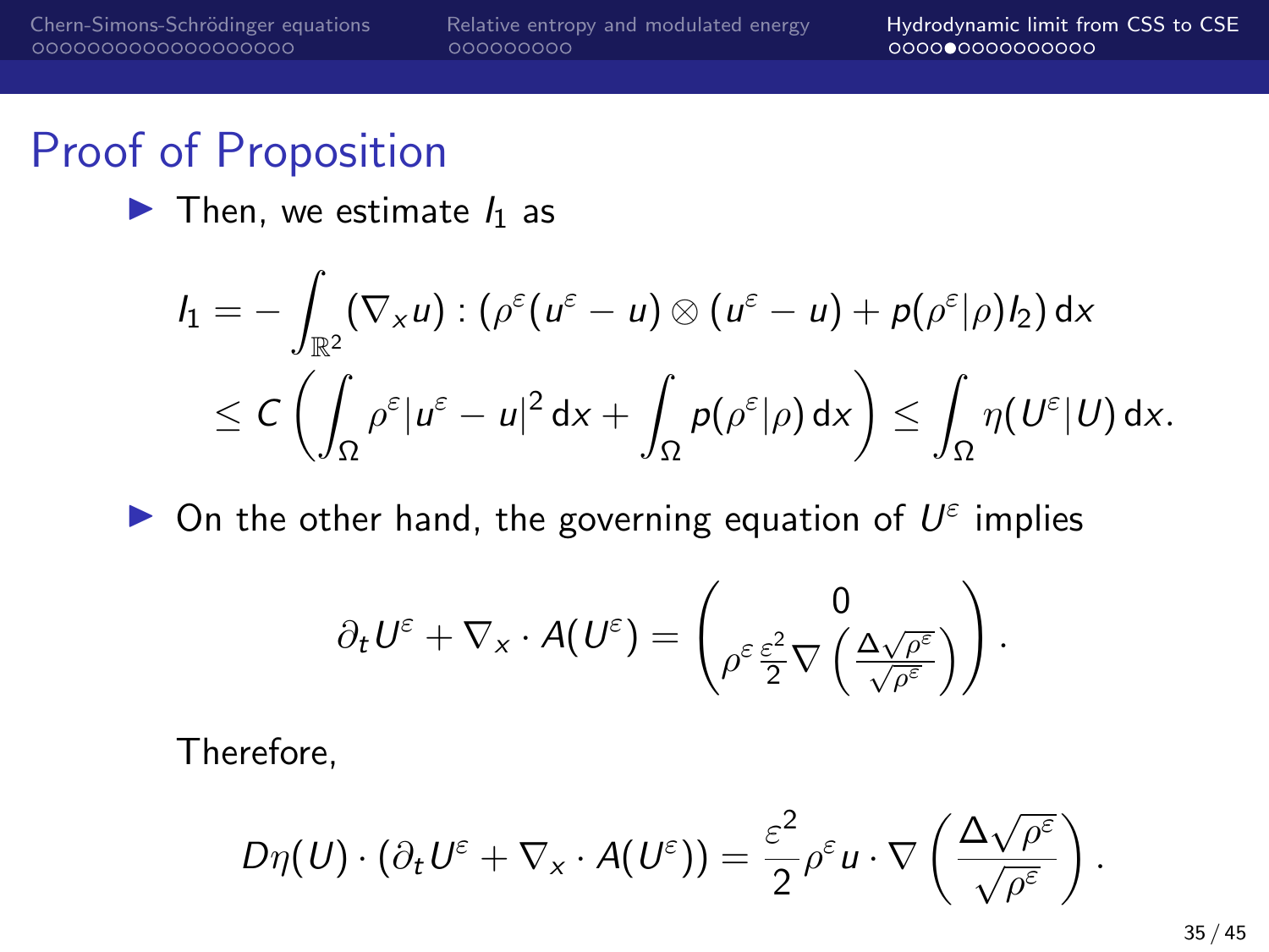## Proof of Proposition

- Then, we estimate $I_1$ as

$$
\begin{aligned}
I_1 &= -\int_{\mathbb{R}^2} (\nabla_x u) : (\rho^\varepsilon (u^\varepsilon - u) \otimes (u^\varepsilon - u) + p(\rho^\varepsilon|\rho) I_2) \, \mathrm{d}x \\
&\leq C \left( \int_\Omega \rho^\varepsilon |u^\varepsilon - u|^2 \, \mathrm{d}x + \int_\Omega p(\rho^\varepsilon|\rho) \, \mathrm{d}x \right) \leq \int_\Omega \eta(U^\varepsilon|U) \, \mathrm{d}x.
\end{aligned}
$$

- On the other hand, the governing equation of $U^\varepsilon$ implies

$$
\partial_t U^\varepsilon + \nabla_x \cdot A(U^\varepsilon) = \begin{pmatrix} 0 \\ \rho^\varepsilon \frac{\varepsilon^2}{2} \nabla \left( \frac{\Delta \sqrt{\rho^\varepsilon}}{\sqrt{\rho^\varepsilon}} \right) \end{pmatrix}.
$$

Therefore,

$$
D\eta(U) \cdot (\partial_t U^\varepsilon + \nabla_x \cdot A(U^\varepsilon)) = \frac{\varepsilon^2}{2} \rho^\varepsilon u \cdot \nabla \left( \frac{\Delta \sqrt{\rho^\varepsilon}}{\sqrt{\rho^\varepsilon}} \right).
$$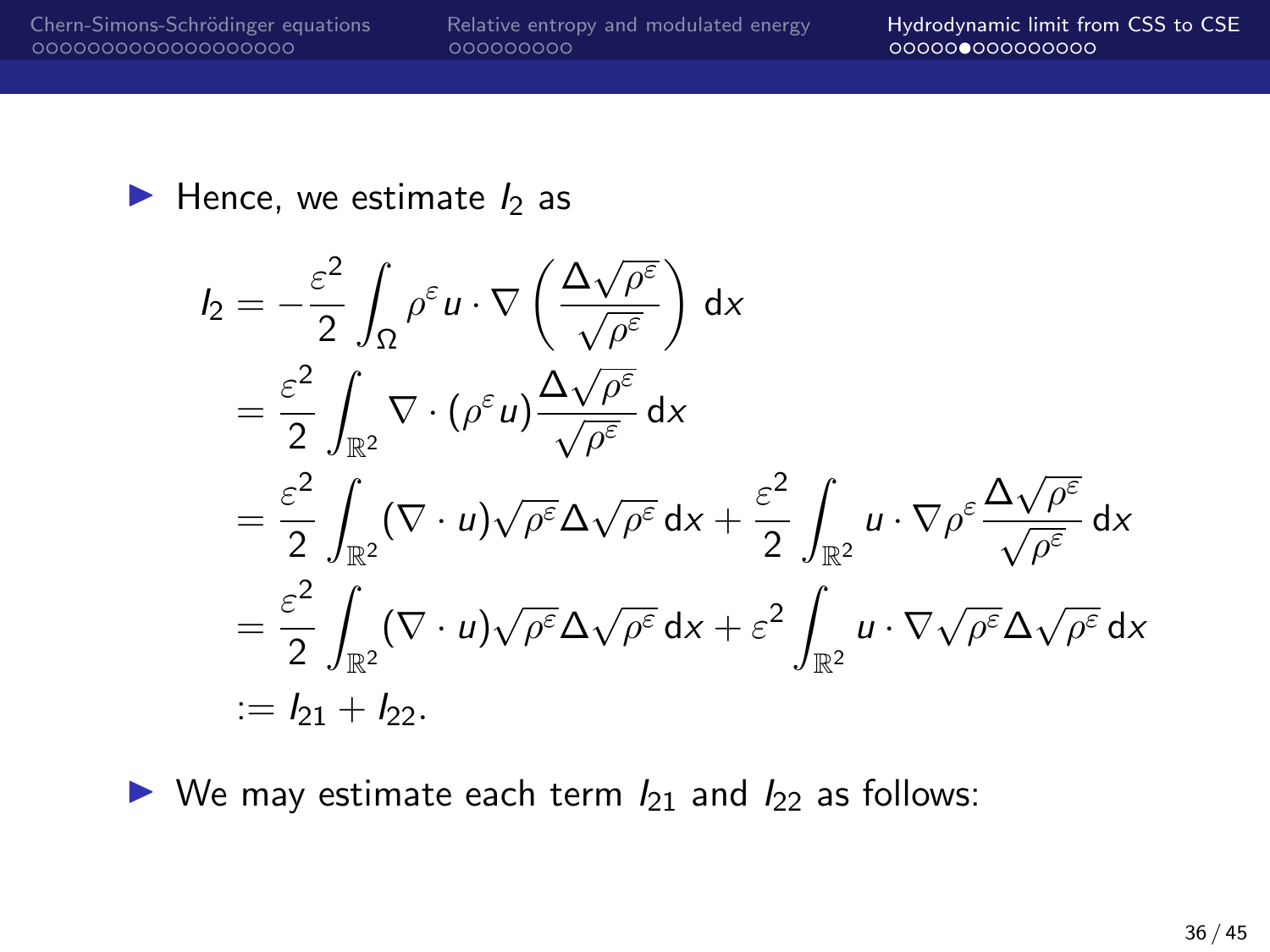- Hence, we estimate $I_2$ as

$$
\begin{aligned}
I_2 &= -\frac{\varepsilon^2}{2}\int_\Omega \rho^\varepsilon u \cdot \nabla \left( \frac{\Delta\sqrt{\rho^\varepsilon}}{\sqrt{\rho^\varepsilon}} \right) \, \mathrm{d}x \\
&= \frac{\varepsilon^2}{2}\int_{\mathbb{R}^2} \nabla \cdot (\rho^\varepsilon u) \frac{\Delta\sqrt{\rho^\varepsilon}}{\sqrt{\rho^\varepsilon}} \, \mathrm{d}x \\
&= \frac{\varepsilon^2}{2}\int_{\mathbb{R}^2} (\nabla \cdot u)\sqrt{\rho^\varepsilon}\Delta\sqrt{\rho^\varepsilon} \, \mathrm{d}x + \frac{\varepsilon^2}{2}\int_{\mathbb{R}^2} u \cdot \nabla \rho^\varepsilon \frac{\Delta\sqrt{\rho^\varepsilon}}{\sqrt{\rho^\varepsilon}} \, \mathrm{d}x \\
&= \frac{\varepsilon^2}{2}\int_{\mathbb{R}^2} (\nabla \cdot u)\sqrt{\rho^\varepsilon}\Delta\sqrt{\rho^\varepsilon} \, \mathrm{d}x + \varepsilon^2\int_{\mathbb{R}^2} u \cdot \nabla\sqrt{\rho^\varepsilon}\Delta\sqrt{\rho^\varepsilon} \, \mathrm{d}x \\
&:= I_{21} + I_{22}.
\end{aligned}
$$

- We may estimate each term $I_{21}$ and $I_{22}$ as follows: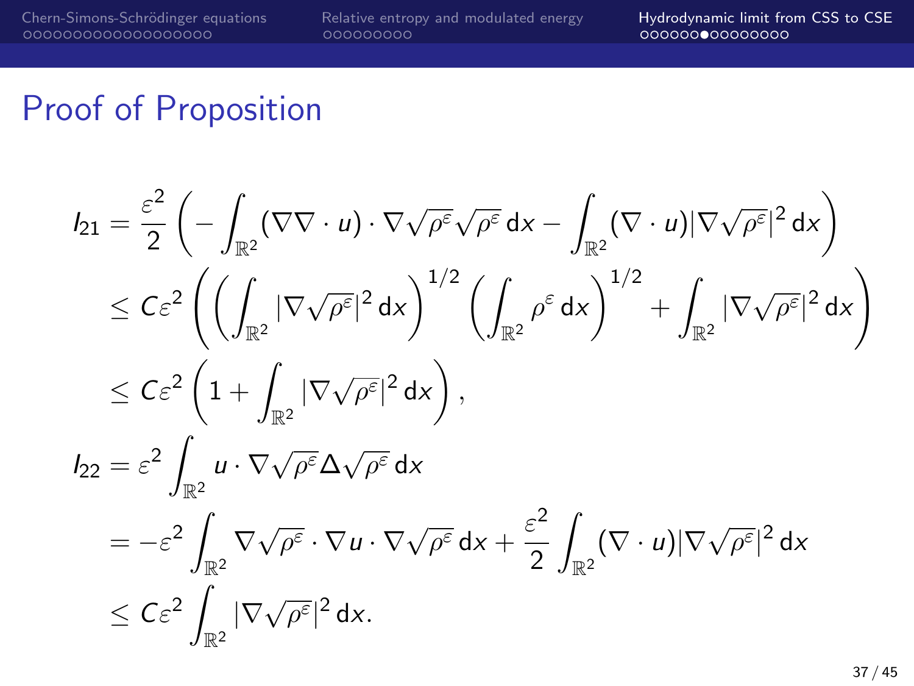# Proof of Proposition

$$
\begin{aligned}
I_{21} &= \frac{\varepsilon^2}{2}\left(-\int_{\mathbb{R}^2}(\nabla\nabla\cdot u)\cdot\nabla\sqrt{\rho^\varepsilon}\sqrt{\rho^\varepsilon}\,\mathrm{d}x - \int_{\mathbb{R}^2}(\nabla\cdot u)|\nabla\sqrt{\rho^\varepsilon}|^2\,\mathrm{d}x\right)\\
&\le C\varepsilon^2\left(\left(\int_{\mathbb{R}^2}|\nabla\sqrt{\rho^\varepsilon}|^2\,\mathrm{d}x\right)^{1/2}\left(\int_{\mathbb{R}^2}\rho^\varepsilon\,\mathrm{d}x\right)^{1/2} + \int_{\mathbb{R}^2}|\nabla\sqrt{\rho^\varepsilon}|^2\,\mathrm{d}x\right)\\
&\le C\varepsilon^2\left(1+\int_{\mathbb{R}^2}|\nabla\sqrt{\rho^\varepsilon}|^2\,\mathrm{d}x\right),\\
I_{22} &= \varepsilon^2\int_{\mathbb{R}^2}u\cdot\nabla\sqrt{\rho^\varepsilon}\Delta\sqrt{\rho^\varepsilon}\,\mathrm{d}x\\
&= -\varepsilon^2\int_{\mathbb{R}^2}\nabla\sqrt{\rho^\varepsilon}\cdot\nabla u\cdot\nabla\sqrt{\rho^\varepsilon}\,\mathrm{d}x + \frac{\varepsilon^2}{2}\int_{\mathbb{R}^2}(\nabla\cdot u)|\nabla\sqrt{\rho^\varepsilon}|^2\,\mathrm{d}x\\
&\le C\varepsilon^2\int_{\mathbb{R}^2}|\nabla\sqrt{\rho^\varepsilon}|^2\,\mathrm{d}x.
\end{aligned}
$$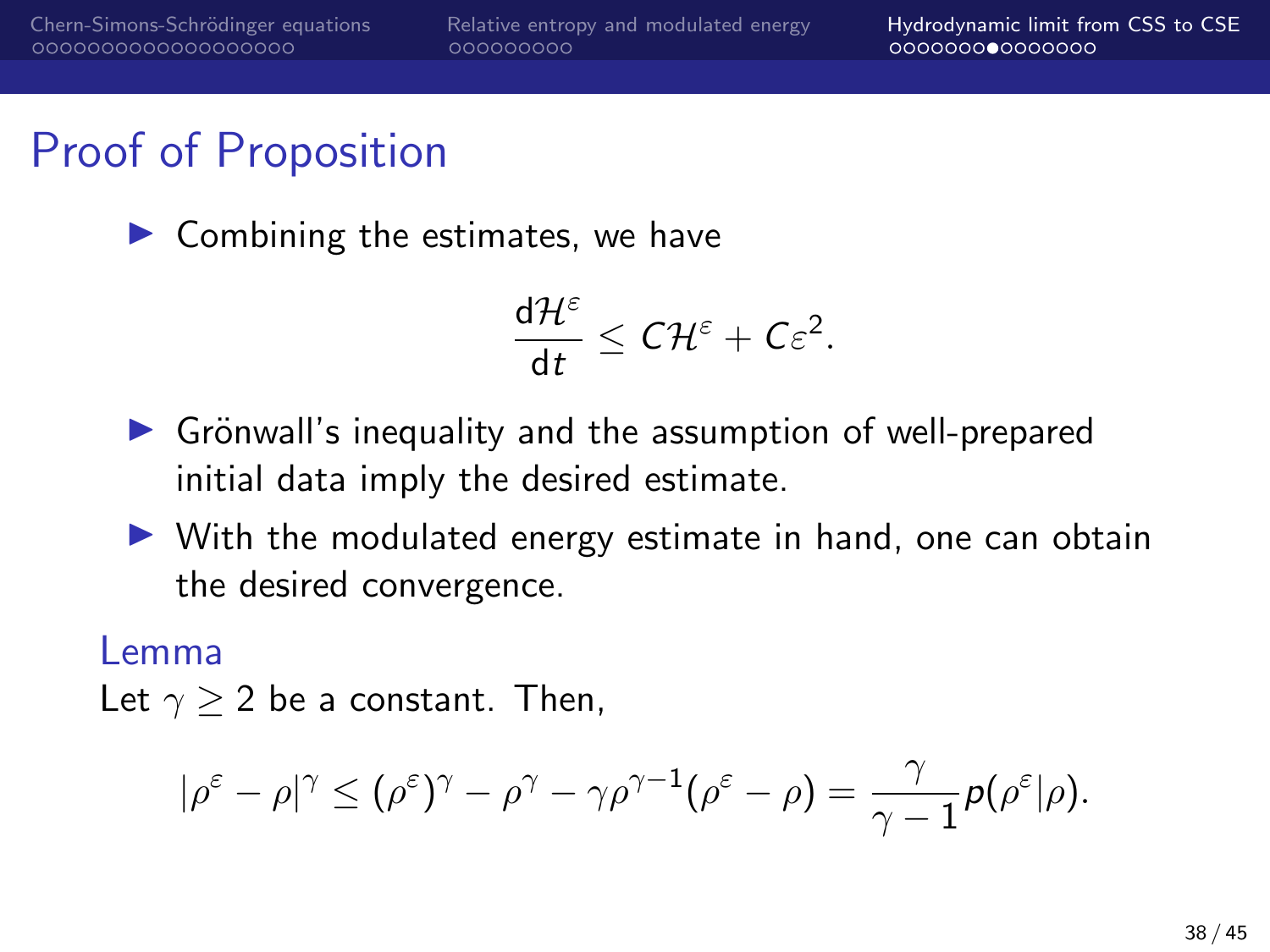## Proof of Proposition

- Combining the estimates, we have

$$\frac{\mathrm{d}\mathcal{H}^\varepsilon}{\mathrm{d}t} \le C\mathcal{H}^\varepsilon + C\varepsilon^2.$$

- Grönwall's inequality and the assumption of well-prepared initial data imply the desired estimate.
- With the modulated energy estimate in hand, one can obtain the desired convergence.

**Lemma**

Let $\gamma \ge 2$ be a constant. Then,

$$|\rho^\varepsilon - \rho|^\gamma \le (\rho^\varepsilon)^\gamma - \rho^\gamma - \gamma\rho^{\gamma-1}(\rho^\varepsilon - \rho) = \frac{\gamma}{\gamma-1} p(\rho^\varepsilon|\rho).$$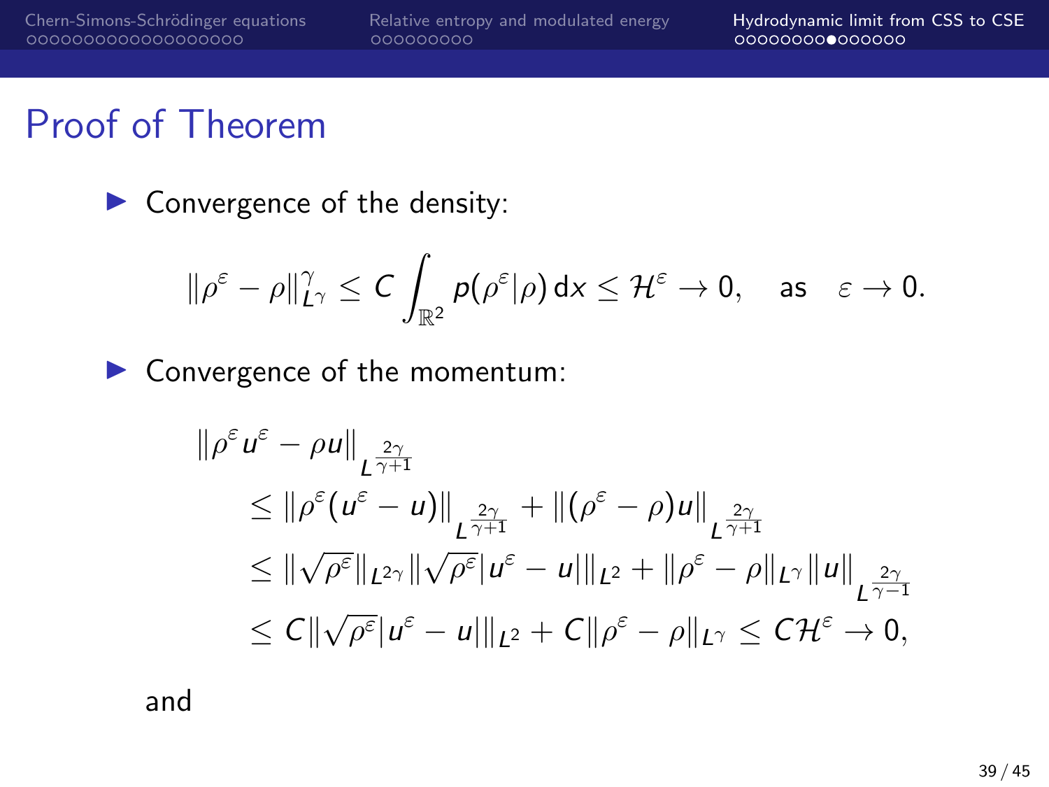# Proof of Theorem

- Convergence of the density:

$$\|\rho^\varepsilon - \rho\|_{L^\gamma}^\gamma \le C \int_{\mathbb{R}^2} p(\rho^\varepsilon|\rho)\,\mathrm{d}x \le \mathcal{H}^\varepsilon \to 0, \quad \text{as} \quad \varepsilon \to 0.$$

- Convergence of the momentum:

$$\begin{aligned}
&\|\rho^\varepsilon u^\varepsilon - \rho u\|_{L^{\frac{2\gamma}{\gamma+1}}} \\
&\quad \le \|\rho^\varepsilon(u^\varepsilon - u)\|_{L^{\frac{2\gamma}{\gamma+1}}} + \|(\rho^\varepsilon - \rho)u\|_{L^{\frac{2\gamma}{\gamma+1}}} \\
&\quad \le \|\sqrt{\rho^\varepsilon}\|_{L^{2\gamma}} \|\sqrt{\rho^\varepsilon}|u^\varepsilon - u|\|_{L^2} + \|\rho^\varepsilon - \rho\|_{L^\gamma}\|u\|_{L^{\frac{2\gamma}{\gamma-1}}} \\
&\quad \le C\|\sqrt{\rho^\varepsilon}|u^\varepsilon - u|\|_{L^2} + C\|\rho^\varepsilon - \rho\|_{L^\gamma} \le C\mathcal{H}^\varepsilon \to 0,
\end{aligned}$$

and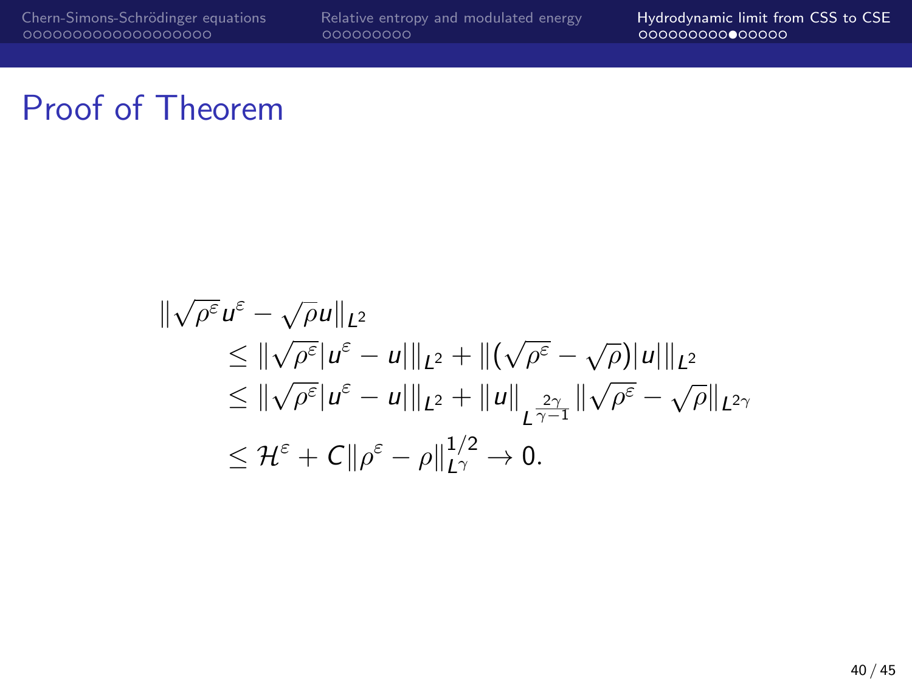# Proof of Theorem

$$
\begin{aligned}
&\|\sqrt{\rho^\varepsilon} u^\varepsilon - \sqrt{\rho} u\|_{L^2} \\
&\qquad \le \|\sqrt{\rho^\varepsilon} |u^\varepsilon - u|\|_{L^2} + \|(\sqrt{\rho^\varepsilon} - \sqrt{\rho})|u|\|_{L^2} \\
&\qquad \le \|\sqrt{\rho^\varepsilon} |u^\varepsilon - u|\|_{L^2} + \|u\|_{L^{\frac{2\gamma}{\gamma-1}}} \|\sqrt{\rho^\varepsilon} - \sqrt{\rho}\|_{L^{2\gamma}} \\
&\qquad \le \mathcal{H}^\varepsilon + C\|\rho^\varepsilon - \rho\|_{L^\gamma}^{1/2} \to 0.
\end{aligned}
$$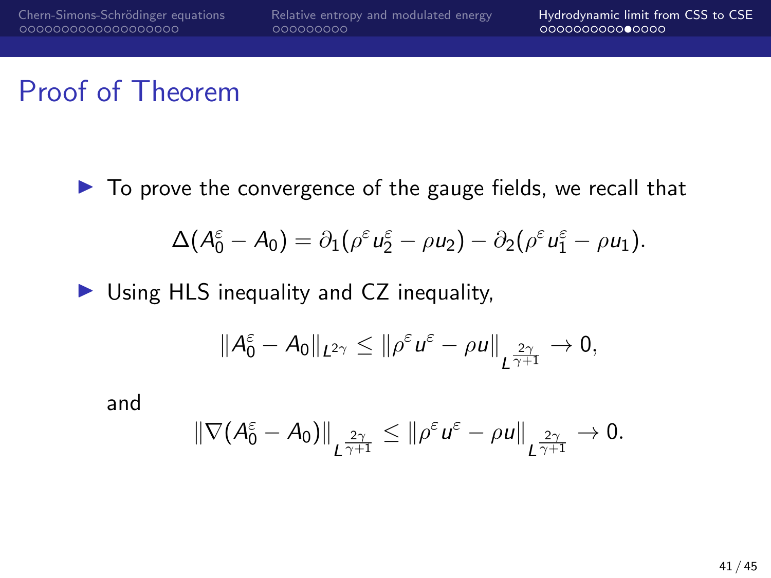# Proof of Theorem

- To prove the convergence of the gauge fields, we recall that

$$\Delta(A_0^\varepsilon - A_0) = \partial_1(\rho^\varepsilon u_2^\varepsilon - \rho u_2) - \partial_2(\rho^\varepsilon u_1^\varepsilon - \rho u_1).$$

- Using HLS inequality and CZ inequality,

$$\|A_0^\varepsilon - A_0\|_{L^{2\gamma}} \leq \|\rho^\varepsilon u^\varepsilon - \rho u\|_{L^{\frac{2\gamma}{\gamma+1}}} \to 0,$$

and

$$\|\nabla(A_0^\varepsilon - A_0)\|_{L^{\frac{2\gamma}{\gamma+1}}} \leq \|\rho^\varepsilon u^\varepsilon - \rho u\|_{L^{\frac{2\gamma}{\gamma+1}}} \to 0.$$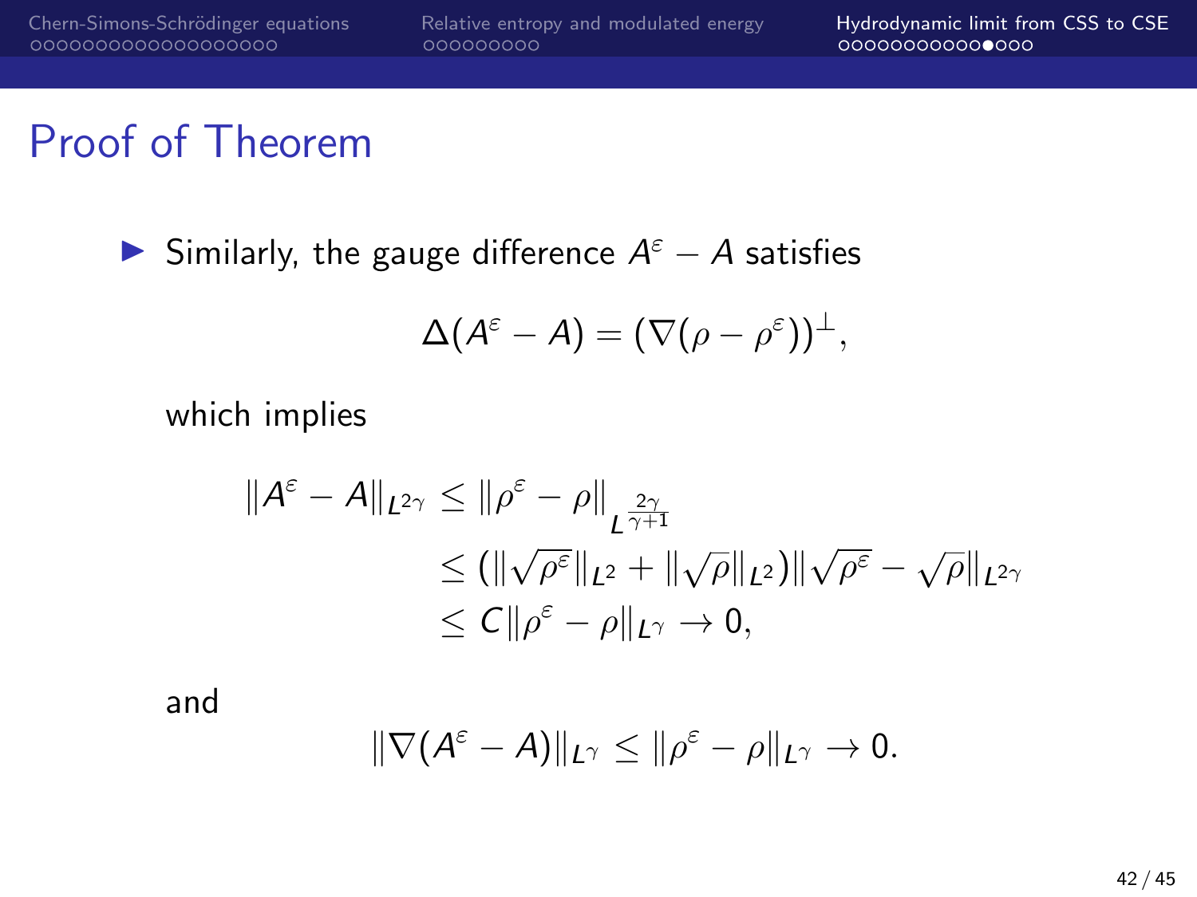# Proof of Theorem

- Similarly, the gauge difference $A^\varepsilon - A$ satisfies

$$\Delta(A^\varepsilon - A) = (\nabla(\rho - \rho^\varepsilon))^\perp,$$

which implies

$$\begin{aligned}
\|A^\varepsilon - A\|_{L^{2\gamma}} &\leq \|\rho^\varepsilon - \rho\|_{L^{\frac{2\gamma}{\gamma+1}}} \\
&\leq (\|\sqrt{\rho^\varepsilon}\|_{L^2} + \|\sqrt{\rho}\|_{L^2})\|\sqrt{\rho^\varepsilon} - \sqrt{\rho}\|_{L^{2\gamma}} \\
&\leq C\|\rho^\varepsilon - \rho\|_{L^\gamma} \to 0,
\end{aligned}$$

and

$$\|\nabla(A^\varepsilon - A)\|_{L^\gamma} \leq \|\rho^\varepsilon - \rho\|_{L^\gamma} \to 0.$$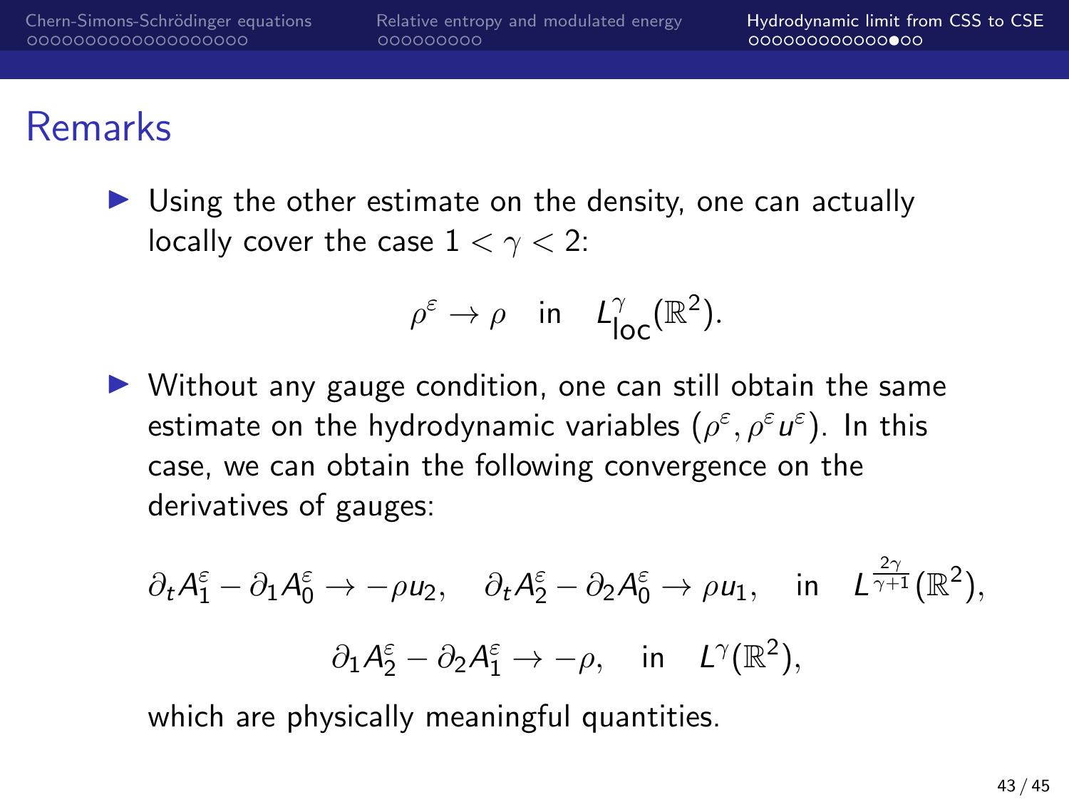# Remarks

- Using the other estimate on the density, one can actually locally cover the case $1 < \gamma < 2$:

$$\rho^\varepsilon \to \rho \quad \text{in} \quad L^\gamma_{\text{loc}}(\mathbb{R}^2).$$

- Without any gauge condition, one can still obtain the same estimate on the hydrodynamic variables $(\rho^\varepsilon, \rho^\varepsilon u^\varepsilon)$. In this case, we can obtain the following convergence on the derivatives of gauges:

$$\partial_t A_1^\varepsilon - \partial_1 A_0^\varepsilon \to -\rho u_2, \quad \partial_t A_2^\varepsilon - \partial_2 A_0^\varepsilon \to \rho u_1, \quad \text{in} \quad L^{\frac{2\gamma}{\gamma+1}}(\mathbb{R}^2),$$

$$\partial_1 A_2^\varepsilon - \partial_2 A_1^\varepsilon \to -\rho, \quad \text{in} \quad L^\gamma(\mathbb{R}^2),$$

which are physically meaningful quantities.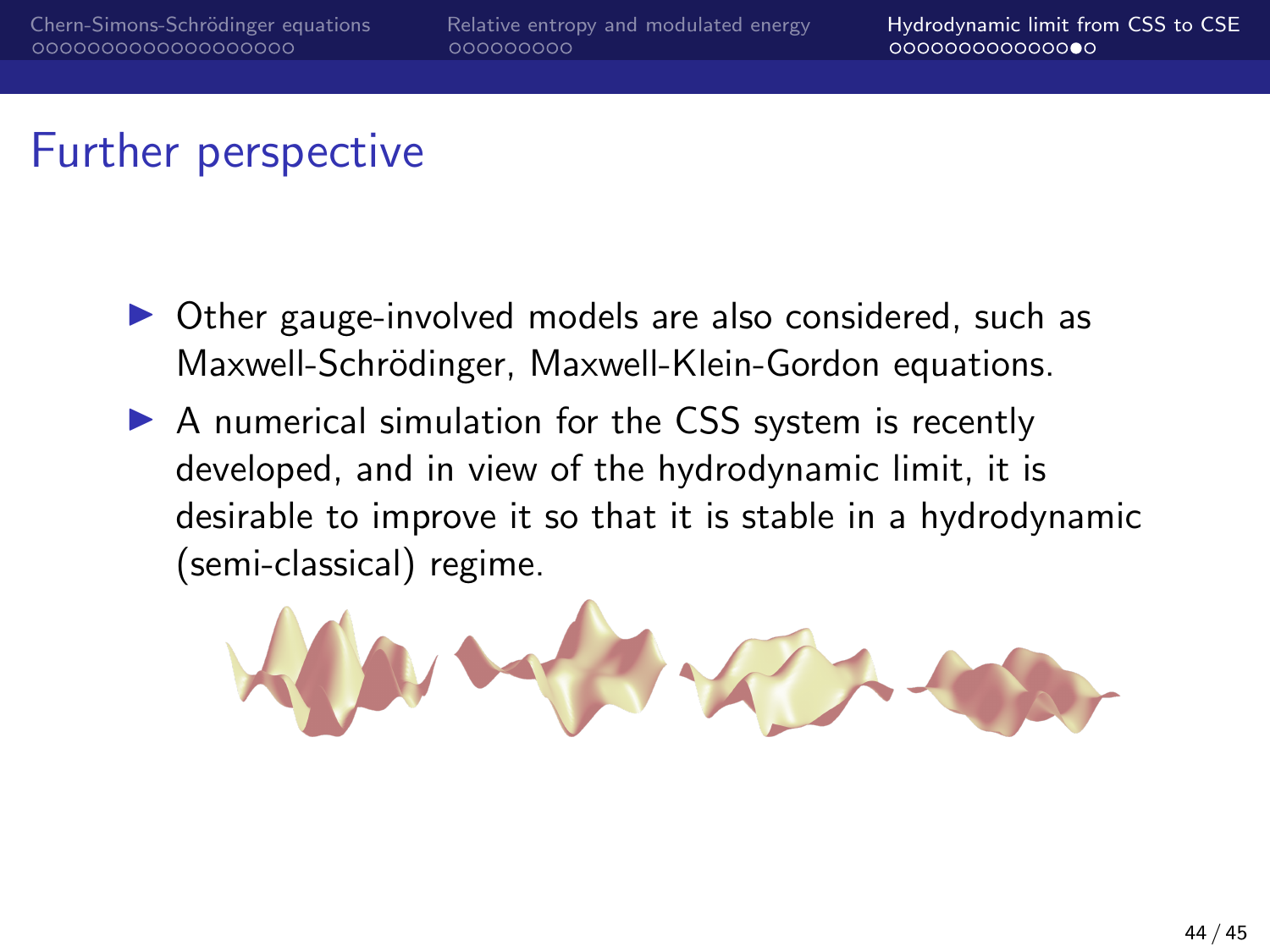# Further perspective

- Other gauge-involved models are also considered, such as Maxwell-Schrödinger, Maxwell-Klein-Gordon equations.
- A numerical simulation for the CSS system is recently developed, and in view of the hydrodynamic limit, it is desirable to improve it so that it is stable in a hydrodynamic (semi-classical) regime.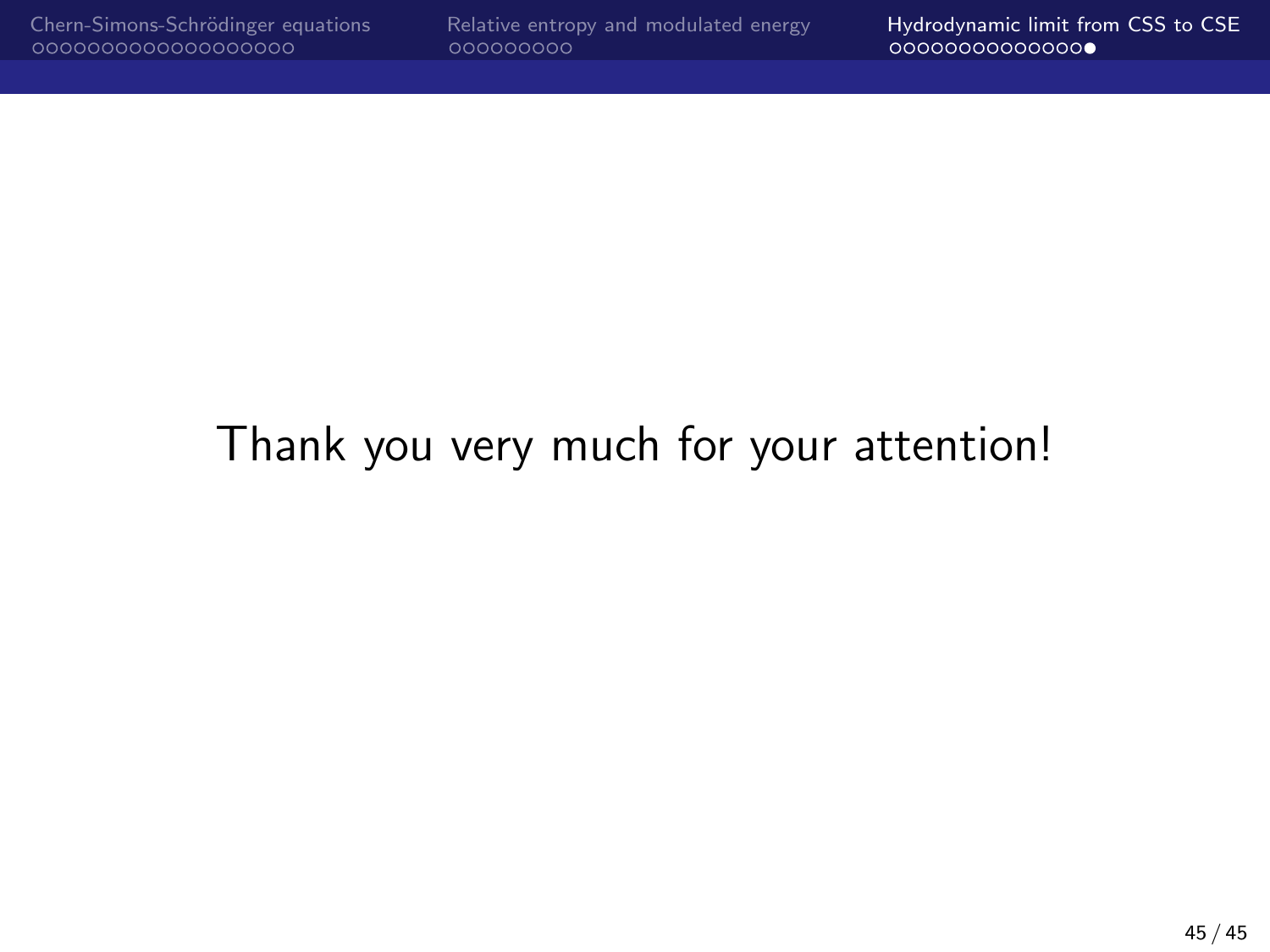Thank you very much for your attention!